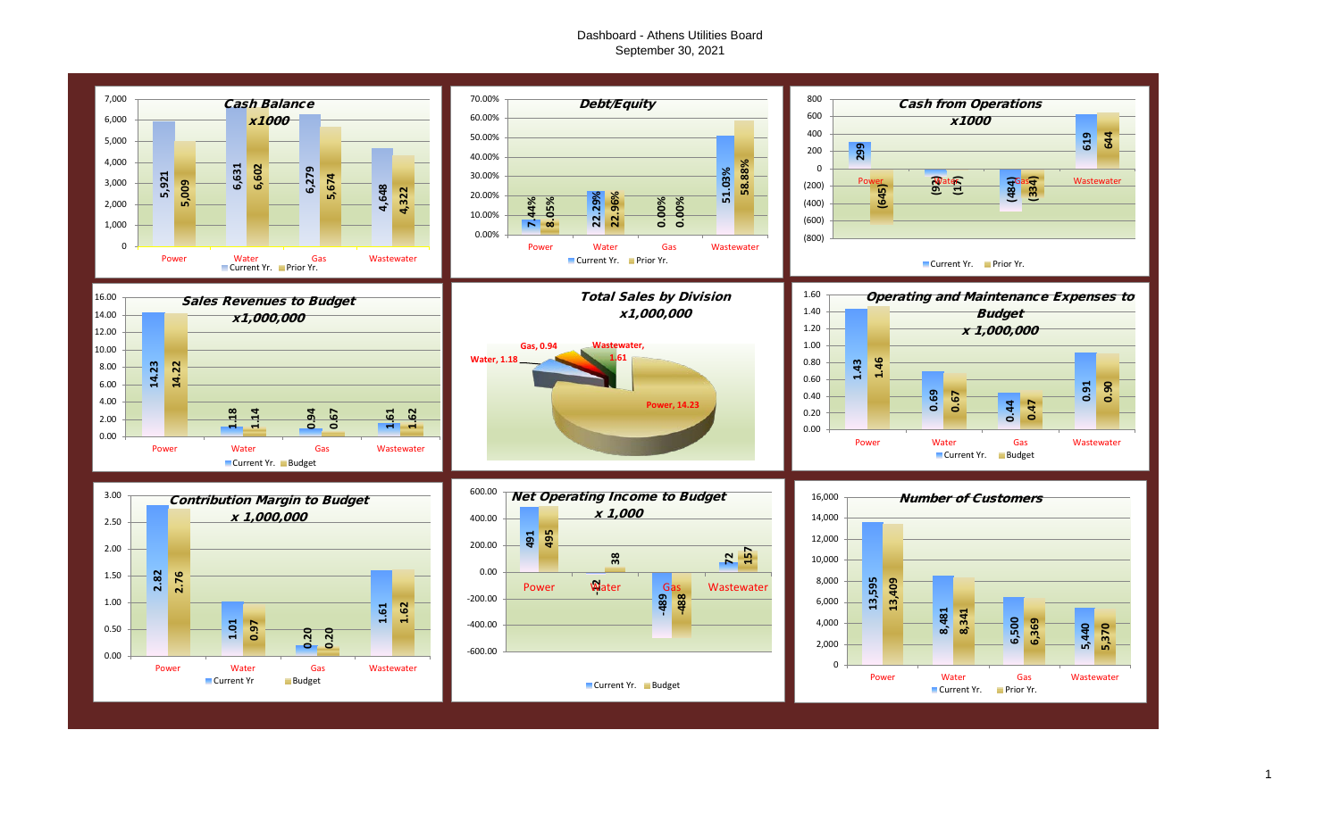# Dashboard - Athens Utilities Board
## September 30, 2021

### Cash Balance x1000

| | Power | Water | Gas | Wastewater |
|---|---|---|---|---|
| Current Yr. | 5,921 | 6,631 | 6,279 | 4,648 |
| Prior Yr. | 5,009 | 6,602 | 5,674 | 4,322 |

### Debt/Equity

| | Power | Water | Gas | Wastewater |
|---|---|---|---|---|
| Current Yr. | 7.44% | 22.29% | 0.00% | 51.03% |
| Prior Yr. | 8.05% | 22.96% | 0.00% | 58.88% |

### Cash from Operations x1000

| | Power | Water | Gas | Wastewater |
|---|---|---|---|---|
| Current Yr. | 299 | (92) | (484) | 619 |
| Prior Yr. | (645) | (17) | (334) | 644 |

### Sales Revenues to Budget x1,000,000

| | Power | Water | Gas | Wastewater |
|---|---|---|---|---|
| Current Yr. | 14.23 | 1.18 | 0.94 | 1.61 |
| Budget | 14.22 | 1.14 | 0.67 | 1.62 |

### Total Sales by Division x1,000,000

| Division | Sales |
|---|---|
| Power | 14.23 |
| Water | 1.18 |
| Gas | 0.94 |
| Wastewater | 1.61 |

### Operating and Maintenance Expenses to Budget x 1,000,000

| | Power | Water | Gas | Wastewater |
|---|---|---|---|---|
| Current Yr. | 1.43 | 0.69 | 0.44 | 0.91 |
| Budget | 1.46 | 0.67 | 0.47 | 0.90 |

### Contribution Margin to Budget x 1,000,000

| | Power | Water | Gas | Wastewater |
|---|---|---|---|---|
| Current Yr | 2.82 | 1.01 | 0.20 | 1.61 |
| Budget | 2.76 | 0.97 | 0.20 | 1.62 |

### Net Operating Income to Budget x 1,000

| | Power | Water | Gas | Wastewater |
|---|---|---|---|---|
| Current Yr. | 491 | -12 | -489 | 72 |
| Budget | 495 | 38 | -488 | 157 |

### Number of Customers

| | Power | Water | Gas | Wastewater |
|---|---|---|---|---|
| Current Yr. | 13,595 | 8,481 | 6,500 | 5,440 |
| Prior Yr. | 13,409 | 8,341 | 6,369 | 5,370 |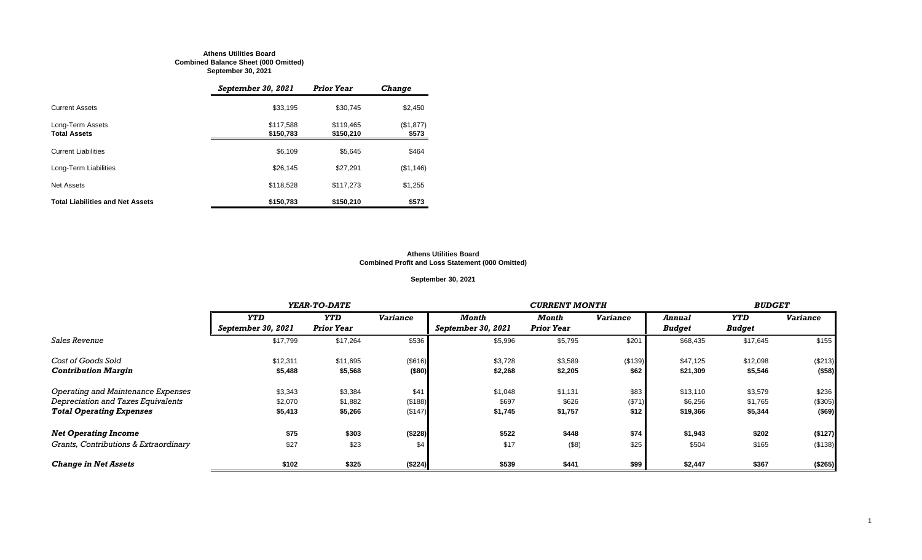**Athens Utilities Board**
**Combined Balance Sheet (000 Omitted)**
**September 30, 2021**

| | *September 30, 2021* | *Prior Year* | *Change* |
|---|---|---|---|
| Current Assets | $33,195 | $30,745 | $2,450 |
| Long-Term Assets | $117,588 | $119,465 | ($1,877) |
| **Total Assets** | **$150,783** | **$150,210** | **$573** |
| Current Liabilities | $6,109 | $5,645 | $464 |
| Long-Term Liabilities | $26,145 | $27,291 | ($1,146) |
| Net Assets | $118,528 | $117,273 | $1,255 |
| **Total Liabilities and Net Assets** | **$150,783** | **$150,210** | **$573** |

**Athens Utilities Board**
**Combined Profit and Loss Statement (000 Omitted)**

**September 30, 2021**

| | *YEAR-TO-DATE* | | | *CURRENT MONTH* | | | *BUDGET* | | |
|---|---|---|---|---|---|---|---|---|---|
| | *YTD September 30, 2021* | *YTD Prior Year* | *Variance* | *Month September 30, 2021* | *Month Prior Year* | *Variance* | *Annual Budget* | *YTD Budget* | *Variance* |
| *Sales Revenue* | $17,799 | $17,264 | $536 | $5,996 | $5,795 | $201 | $68,435 | $17,645 | $155 |
| *Cost of Goods Sold* | $12,311 | $11,695 | ($616) | $3,728 | $3,589 | ($139) | $47,125 | $12,098 | ($213) |
| ***Contribution Margin*** | **$5,488** | **$5,568** | **($80)** | **$2,268** | **$2,205** | **$62** | **$21,309** | **$5,546** | **($58)** |
| *Operating and Maintenance Expenses* | $3,343 | $3,384 | $41 | $1,048 | $1,131 | $83 | $13,110 | $3,579 | $236 |
| *Depreciation and Taxes Equivalents* | $2,070 | $1,882 | ($188) | $697 | $626 | ($71) | $6,256 | $1,765 | ($305) |
| ***Total Operating Expenses*** | **$5,413** | **$5,266** | **($147)** | **$1,745** | **$1,757** | **$12** | **$19,366** | **$5,344** | **($69)** |
| ***Net Operating Income*** | **$75** | **$303** | **($228)** | **$522** | **$448** | **$74** | **$1,943** | **$202** | **($127)** |
| *Grants, Contributions & Extraordinary* | $27 | $23 | $4 | $17 | ($8) | $25 | $504 | $165 | ($138) |
| ***Change in Net Assets*** | **$102** | **$325** | **($224)** | **$539** | **$441** | **$99** | **$2,447** | **$367** | **($265)** |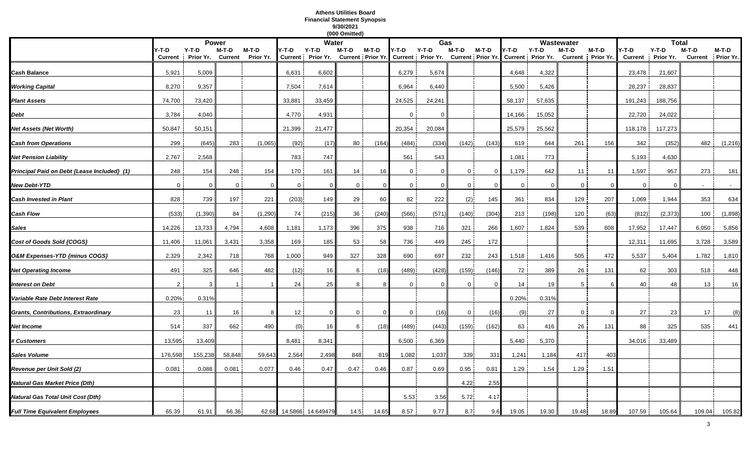**Athens Utilities Board**
**Financial Statement Synopsis**
**9/30/2021**
**(000 Omitted)**

| | Power | | | | Water | | | | Gas | | | | Wastewater | | | | Total | | | |
|---|---|---|---|---|---|---|---|---|---|---|---|---|---|---|---|---|---|---|---|---|
| | Y-T-D Current | Y-T-D Prior Yr. | M-T-D Current | M-T-D Prior Yr. | Y-T-D Current | Y-T-D Prior Yr. | M-T-D Current | M-T-D Prior Yr. | Y-T-D Current | Y-T-D Prior Yr. | M-T-D Current | M-T-D Prior Yr. | Y-T-D Current | Y-T-D Prior Yr. | M-T-D Current | M-T-D Prior Yr. | Y-T-D Current | Y-T-D Prior Yr. | M-T-D Current | M-T-D Prior Yr. |
| **Cash Balance** | 5,921 | 5,009 | | | 6,631 | 6,602 | | | 6,279 | 5,674 | | | 4,648 | 4,322 | | | 23,478 | 21,607 | | |
| ***Working Capital*** | 8,270 | 9,357 | | | 7,504 | 7,614 | | | 6,964 | 6,440 | | | 5,500 | 5,426 | | | 28,237 | 28,837 | | |
| ***Plant Assets*** | 74,700 | 73,420 | | | 33,881 | 33,459 | | | 24,525 | 24,241 | | | 58,137 | 57,635 | | | 191,243 | 188,756 | | |
| ***Debt*** | 3,784 | 4,040 | | | 4,770 | 4,931 | | | 0 | 0 | | | 14,166 | 15,052 | | | 22,720 | 24,022 | | |
| ***Net Assets (Net Worth)*** | 50,847 | 50,151 | | | 21,399 | 21,477 | | | 20,354 | 20,084 | | | 25,579 | 25,562 | | | 118,178 | 117,273 | | |
| ***Cash from Operations*** | 299 | (645) | 283 | (1,065) | (92) | (17) | 80 | (164) | (484) | (334) | (142) | (143) | 619 | 644 | 261 | 156 | 342 | (352) | 482 | (1,216) |
| ***Net Pension Liability*** | 2,767 | 2,568 | | | 783 | 747 | | | 561 | 543 | | | 1,081 | 773 | | | 5,193 | 4,630 | | |
| ***Principal Paid on Debt {Lease Included} (1)*** | 248 | 154 | 248 | 154 | 170 | 161 | 14 | 16 | 0 | 0 | 0 | 0 | 1,179 | 642 | 11 | 11 | 1,597 | 957 | 273 | 181 |
| ***New Debt-YTD*** | 0 | 0 | 0 | 0 | 0 | 0 | 0 | 0 | 0 | 0 | 0 | 0 | 0 | 0 | 0 | 0 | 0 | 0 | - | - |
| ***Cash Invested in Plant*** | 828 | 739 | 197 | 221 | (203) | 149 | 29 | 60 | 82 | 222 | (2) | 145 | 361 | 834 | 129 | 207 | 1,069 | 1,944 | 353 | 634 |
| ***Cash Flow*** | (533) | (1,390) | 84 | (1,290) | 74 | (215) | 36 | (240) | (566) | (571) | (140) | (304) | 213 | (198) | 120 | (63) | (812) | (2,373) | 100 | (1,898) |
| ***Sales*** | 14,226 | 13,733 | 4,794 | 4,608 | 1,181 | 1,173 | 396 | 375 | 938 | 716 | 321 | 266 | 1,607 | 1,824 | 539 | 608 | 17,952 | 17,447 | 6,050 | 5,856 |
| ***Cost of Goods Sold {COGS}*** | 11,406 | 11,061 | 3,431 | 3,358 | 169 | 185 | 53 | 58 | 736 | 449 | 245 | 172 | | | | | 12,311 | 11,695 | 3,728 | 3,589 |
| ***O&M Expenses-YTD {minus COGS}*** | 2,329 | 2,342 | 718 | 768 | 1,000 | 949 | 327 | 328 | 690 | 697 | 232 | 243 | 1,518 | 1,416 | 505 | 472 | 5,537 | 5,404 | 1,782 | 1,810 |
| ***Net Operating Income*** | 491 | 325 | 646 | 482 | (12) | 16 | 6 | (18) | (489) | (428) | (159) | (146) | 72 | 389 | 26 | 131 | 62 | 303 | 518 | 448 |
| ***Interest on Debt*** | 2 | 3 | 1 | 1 | 24 | 25 | 8 | 8 | 0 | 0 | 0 | 0 | 14 | 19 | 5 | 6 | 40 | 48 | 13 | 16 |
| ***Variable Rate Debt Interest Rate*** | 0.20% | 0.31% | | | | | | | | | | | 0.20% | 0.31% | | | | | | |
| ***Grants, Contributions, Extraordinary*** | 23 | 11 | 16 | 8 | 12 | 0 | 0 | 0 | 0 | (16) | 0 | (16) | (9) | 27 | 0 | 0 | 27 | 23 | 17 | (8) |
| ***Net Income*** | 514 | 337 | 662 | 490 | (0) | 16 | 6 | (18) | (489) | (443) | (159) | (162) | 63 | 416 | 26 | 131 | 88 | 325 | 535 | 441 |
| ***# Customers*** | 13,595 | 13,409 | | | 8,481 | 8,341 | | | 6,500 | 6,369 | | | 5,440 | 5,370 | | | 34,016 | 33,489 | | |
| ***Sales Volume*** | 176,598 | 155,238 | 58,848 | 59,643 | 2,564 | 2,498 | 848 | 819 | 1,082 | 1,037 | 339 | 331 | 1,241 | 1,184 | 417 | 403 | | | | |
| ***Revenue per Unit Sold (2)*** | 0.081 | 0.088 | 0.081 | 0.077 | 0.46 | 0.47 | 0.47 | 0.46 | 0.87 | 0.69 | 0.95 | 0.81 | 1.29 | 1.54 | 1.29 | 1.51 | | | | |
| ***Natural Gas Market Price (Dth)*** | | | | | | | | | | | 4.22 | 2.55 | | | | | | | | |
| ***Natural Gas Total Unit Cost (Dth)*** | | | | | | | | | 5.53 | 3.56 | 5.72 | 4.17 | | | | | | | | |
| ***Full Time Equivalent Employees*** | 65.39 | 61.91 | 66.36 | 62.68 | 14.5866 | 14.649479 | 14.5 | 14.65 | 8.57 | 9.77 | 8.7 | 9.6 | 19.05 | 19.30 | 19.48 | 18.89 | 107.59 | 105.64 | 109.04 | 105.82 |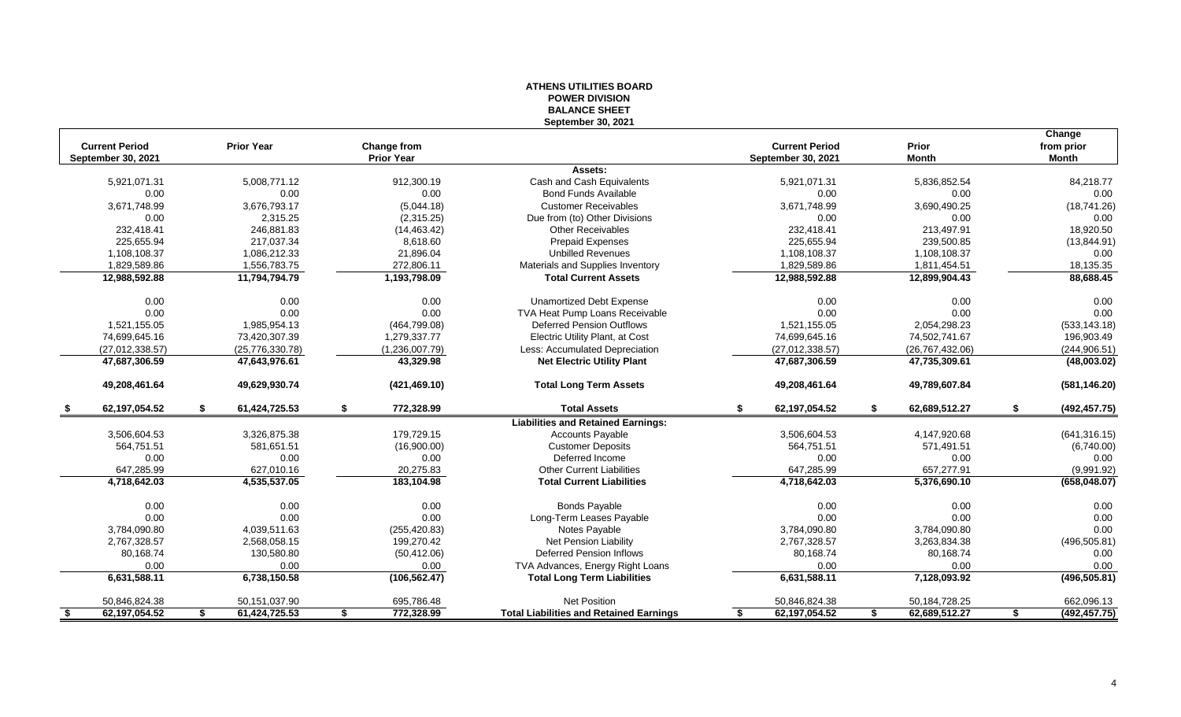# ATHENS UTILITIES BOARD
## POWER DIVISION
## BALANCE SHEET
### September 30, 2021

| Current Period September 30, 2021 | Prior Year | Change from Prior Year | | Current Period September 30, 2021 | Prior Month | Change from prior Month |
|---|---|---|---|---|---|---|
| | | | **Assets:** | | | |
| 5,921,071.31 | 5,008,771.12 | 912,300.19 | Cash and Cash Equivalents | 5,921,071.31 | 5,836,852.54 | 84,218.77 |
| 0.00 | 0.00 | 0.00 | Bond Funds Available | 0.00 | 0.00 | 0.00 |
| 3,671,748.99 | 3,676,793.17 | (5,044.18) | Customer Receivables | 3,671,748.99 | 3,690,490.25 | (18,741.26) |
| 0.00 | 2,315.25 | (2,315.25) | Due from (to) Other Divisions | 0.00 | 0.00 | 0.00 |
| 232,418.41 | 246,881.83 | (14,463.42) | Other Receivables | 232,418.41 | 213,497.91 | 18,920.50 |
| 225,655.94 | 217,037.34 | 8,618.60 | Prepaid Expenses | 225,655.94 | 239,500.85 | (13,844.91) |
| 1,108,108.37 | 1,086,212.33 | 21,896.04 | Unbilled Revenues | 1,108,108.37 | 1,108,108.37 | 0.00 |
| 1,829,589.86 | 1,556,783.75 | 272,806.11 | Materials and Supplies Inventory | 1,829,589.86 | 1,811,454.51 | 18,135.35 |
| **12,988,592.88** | **11,794,794.79** | **1,193,798.09** | **Total Current Assets** | **12,988,592.88** | **12,899,904.43** | **88,688.45** |
| 0.00 | 0.00 | 0.00 | Unamortized Debt Expense | 0.00 | 0.00 | 0.00 |
| 0.00 | 0.00 | 0.00 | TVA Heat Pump Loans Receivable | 0.00 | 0.00 | 0.00 |
| 1,521,155.05 | 1,985,954.13 | (464,799.08) | Deferred Pension Outflows | 1,521,155.05 | 2,054,298.23 | (533,143.18) |
| 74,699,645.16 | 73,420,307.39 | 1,279,337.77 | Electric Utility Plant, at Cost | 74,699,645.16 | 74,502,741.67 | 196,903.49 |
| (27,012,338.57) | (25,776,330.78) | (1,236,007.79) | Less: Accumulated Depreciation | (27,012,338.57) | (26,767,432.06) | (244,906.51) |
| **47,687,306.59** | **47,643,976.61** | **43,329.98** | **Net Electric Utility Plant** | **47,687,306.59** | **47,735,309.61** | **(48,003.02)** |
| **49,208,461.64** | **49,629,930.74** | **(421,469.10)** | **Total Long Term Assets** | **49,208,461.64** | **49,789,607.84** | **(581,146.20)** |
| **$ 62,197,054.52** | **$ 61,424,725.53** | **$ 772,328.99** | **Total Assets** | **$ 62,197,054.52** | **$ 62,689,512.27** | **$ (492,457.75)** |
| | | | **Liabilities and Retained Earnings:** | | | |
| 3,506,604.53 | 3,326,875.38 | 179,729.15 | Accounts Payable | 3,506,604.53 | 4,147,920.68 | (641,316.15) |
| 564,751.51 | 581,651.51 | (16,900.00) | Customer Deposits | 564,751.51 | 571,491.51 | (6,740.00) |
| 0.00 | 0.00 | 0.00 | Deferred Income | 0.00 | 0.00 | 0.00 |
| 647,285.99 | 627,010.16 | 20,275.83 | Other Current Liabilities | 647,285.99 | 657,277.91 | (9,991.92) |
| **4,718,642.03** | **4,535,537.05** | **183,104.98** | **Total Current Liabilities** | **4,718,642.03** | **5,376,690.10** | **(658,048.07)** |
| 0.00 | 0.00 | 0.00 | Bonds Payable | 0.00 | 0.00 | 0.00 |
| 0.00 | 0.00 | 0.00 | Long-Term Leases Payable | 0.00 | 0.00 | 0.00 |
| 3,784,090.80 | 4,039,511.63 | (255,420.83) | Notes Payable | 3,784,090.80 | 3,784,090.80 | 0.00 |
| 2,767,328.57 | 2,568,058.15 | 199,270.42 | Net Pension Liability | 2,767,328.57 | 3,263,834.38 | (496,505.81) |
| 80,168.74 | 130,580.80 | (50,412.06) | Deferred Pension Inflows | 80,168.74 | 80,168.74 | 0.00 |
| 0.00 | 0.00 | 0.00 | TVA Advances, Energy Right Loans | 0.00 | 0.00 | 0.00 |
| **6,631,588.11** | **6,738,150.58** | **(106,562.47)** | **Total Long Term Liabilities** | **6,631,588.11** | **7,128,093.92** | **(496,505.81)** |
| 50,846,824.38 | 50,151,037.90 | 695,786.48 | Net Position | 50,846,824.38 | 50,184,728.25 | 662,096.13 |
| **$ 62,197,054.52** | **$ 61,424,725.53** | **$ 772,328.99** | **Total Liabilities and Retained Earnings** | **$ 62,197,054.52** | **$ 62,689,512.27** | **$ (492,457.75)** |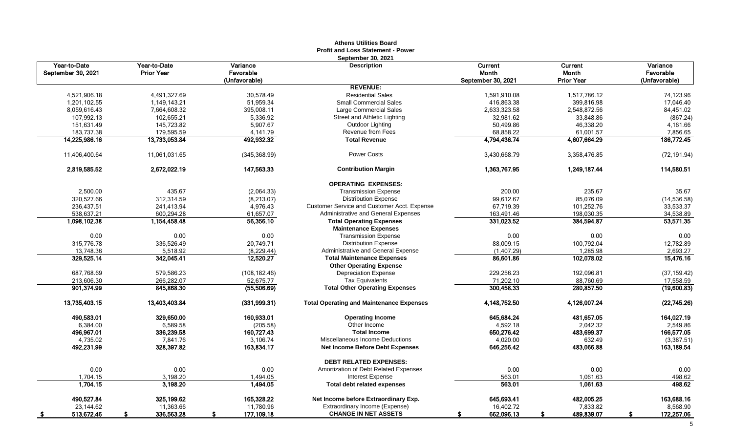# Athens Utilities Board

## Profit and Loss Statement - Power

### September 30, 2021

| Year-to-Date September 30, 2021 | Year-to-Date Prior Year | Variance Favorable (Unfavorable) | Description | Current Month September 30, 2021 | Current Month Prior Year | Variance Favorable (Unfavorable) |
|---|---|---|---|---|---|---|
| | | | **REVENUE:** | | | |
| 4,521,906.18 | 4,491,327.69 | 30,578.49 | Residential Sales | 1,591,910.08 | 1,517,786.12 | 74,123.96 |
| 1,201,102.55 | 1,149,143.21 | 51,959.34 | Small Commercial Sales | 416,863.38 | 399,816.98 | 17,046.40 |
| 8,059,616.43 | 7,664,608.32 | 395,008.11 | Large Commercial Sales | 2,633,323.58 | 2,548,872.56 | 84,451.02 |
| 107,992.13 | 102,655.21 | 5,336.92 | Street and Athletic Lighting | 32,981.62 | 33,848.86 | (867.24) |
| 151,631.49 | 145,723.82 | 5,907.67 | Outdoor Lighting | 50,499.86 | 46,338.20 | 4,161.66 |
| 183,737.38 | 179,595.59 | 4,141.79 | Revenue from Fees | 68,858.22 | 61,001.57 | 7,856.65 |
| **14,225,986.16** | **13,733,053.84** | **492,932.32** | **Total Revenue** | **4,794,436.74** | **4,607,664.29** | **186,772.45** |
| 11,406,400.64 | 11,061,031.65 | (345,368.99) | Power Costs | 3,430,668.79 | 3,358,476.85 | (72,191.94) |
| **2,819,585.52** | **2,672,022.19** | **147,563.33** | **Contribution Margin** | **1,363,767.95** | **1,249,187.44** | **114,580.51** |
| | | | **OPERATING EXPENSES:** | | | |
| 2,500.00 | 435.67 | (2,064.33) | Transmission Expense | 200.00 | 235.67 | 35.67 |
| 320,527.66 | 312,314.59 | (8,213.07) | Distribution Expense | 99,612.67 | 85,076.09 | (14,536.58) |
| 236,437.51 | 241,413.94 | 4,976.43 | Customer Service and Customer Acct. Expense | 67,719.39 | 101,252.76 | 33,533.37 |
| 538,637.21 | 600,294.28 | 61,657.07 | Administrative and General Expenses | 163,491.46 | 198,030.35 | 34,538.89 |
| **1,098,102.38** | **1,154,458.48** | **56,356.10** | **Total Operating Expenses** | **331,023.52** | **384,594.87** | **53,571.35** |
| | | | **Maintenance Expenses** | | | |
| 0.00 | 0.00 | 0.00 | Transmission Expense | 0.00 | 0.00 | 0.00 |
| 315,776.78 | 336,526.49 | 20,749.71 | Distribution Expense | 88,009.15 | 100,792.04 | 12,782.89 |
| 13,748.36 | 5,518.92 | (8,229.44) | Administrative and General Expense | (1,407.29) | 1,285.98 | 2,693.27 |
| **329,525.14** | **342,045.41** | **12,520.27** | **Total Maintenance Expenses** | **86,601.86** | **102,078.02** | **15,476.16** |
| | | | **Other Operating Expense** | | | |
| 687,768.69 | 579,586.23 | (108,182.46) | Depreciation Expense | 229,256.23 | 192,096.81 | (37,159.42) |
| 213,606.30 | 266,282.07 | 52,675.77 | Tax Equivalents | 71,202.10 | 88,760.69 | 17,558.59 |
| **901,374.99** | **845,868.30** | **(55,506.69)** | **Total Other Operating Expenses** | **300,458.33** | **280,857.50** | **(19,600.83)** |
| **13,735,403.15** | **13,403,403.84** | **(331,999.31)** | **Total Operating and Maintenance Expenses** | **4,148,752.50** | **4,126,007.24** | **(22,745.26)** |
| **490,583.01** | **329,650.00** | **160,933.01** | **Operating Income** | **645,684.24** | **481,657.05** | **164,027.19** |
| 6,384.00 | 6,589.58 | (205.58) | Other Income | 4,592.18 | 2,042.32 | 2,549.86 |
| **496,967.01** | **336,239.58** | **160,727.43** | **Total Income** | **650,276.42** | **483,699.37** | **166,577.05** |
| 4,735.02 | 7,841.76 | 3,106.74 | Miscellaneous Income Deductions | 4,020.00 | 632.49 | (3,387.51) |
| **492,231.99** | **328,397.82** | **163,834.17** | **Net Income Before Debt Expenses** | **646,256.42** | **483,066.88** | **163,189.54** |
| | | | **DEBT RELATED EXPENSES:** | | | |
| 0.00 | 0.00 | 0.00 | Amortization of Debt Related Expenses | 0.00 | 0.00 | 0.00 |
| 1,704.15 | 3,198.20 | 1,494.05 | Interest Expense | 563.01 | 1,061.63 | 498.62 |
| **1,704.15** | **3,198.20** | **1,494.05** | **Total debt related expenses** | **563.01** | **1,061.63** | **498.62** |
| **490,527.84** | **325,199.62** | **165,328.22** | **Net Income before Extraordinary Exp.** | **645,693.41** | **482,005.25** | **163,688.16** |
| 23,144.62 | 11,363.66 | 11,780.96 | Extraordinary Income (Expense) | 16,402.72 | 7,833.82 | 8,568.90 |
| **$ 513,672.46** | **$ 336,563.28** | **$ 177,109.18** | **CHANGE IN NET ASSETS** | **$ 662,096.13** | **$ 489,839.07** | **$ 172,257.06** |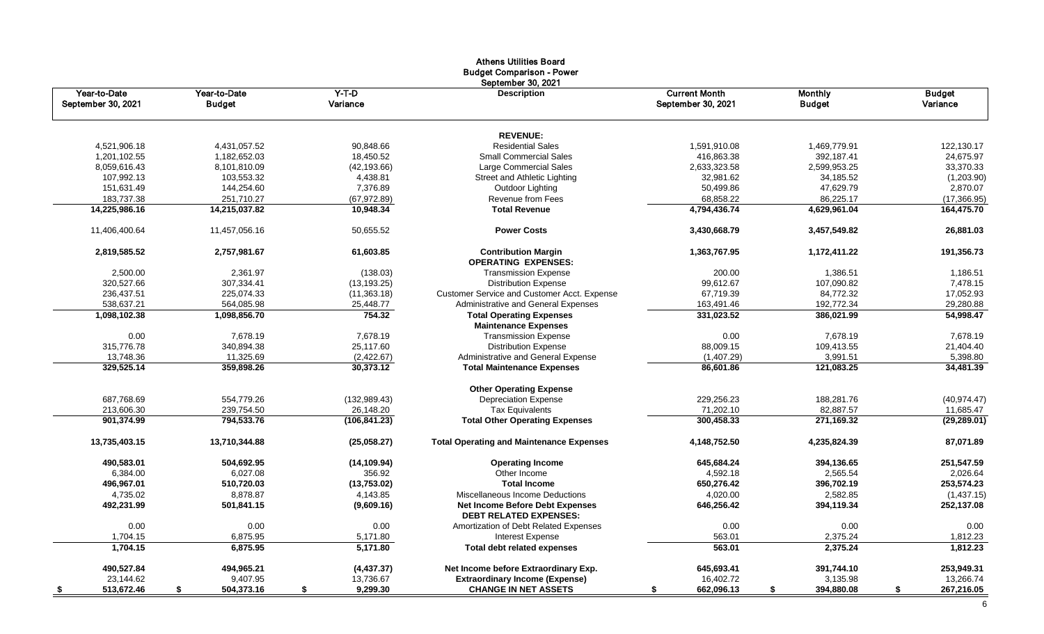# Athens Utilities Board

## Budget Comparison - Power

### September 30, 2021

| Year-to-Date September 30, 2021 | Year-to-Date Budget | Y-T-D Variance | Description | Current Month September 30, 2021 | Monthly Budget | Budget Variance |
|---|---|---|---|---|---|---|
| | | | **REVENUE:** | | | |
| 4,521,906.18 | 4,431,057.52 | 90,848.66 | Residential Sales | 1,591,910.08 | 1,469,779.91 | 122,130.17 |
| 1,201,102.55 | 1,182,652.03 | 18,450.52 | Small Commercial Sales | 416,863.38 | 392,187.41 | 24,675.97 |
| 8,059,616.43 | 8,101,810.09 | (42,193.66) | Large Commercial Sales | 2,633,323.58 | 2,599,953.25 | 33,370.33 |
| 107,992.13 | 103,553.32 | 4,438.81 | Street and Athletic Lighting | 32,981.62 | 34,185.52 | (1,203.90) |
| 151,631.49 | 144,254.60 | 7,376.89 | Outdoor Lighting | 50,499.86 | 47,629.79 | 2,870.07 |
| 183,737.38 | 251,710.27 | (67,972.89) | Revenue from Fees | 68,858.22 | 86,225.17 | (17,366.95) |
| **14,225,986.16** | **14,215,037.82** | **10,948.34** | **Total Revenue** | **4,794,436.74** | **4,629,961.04** | **164,475.70** |
| 11,406,400.64 | 11,457,056.16 | 50,655.52 | **Power Costs** | 3,430,668.79 | 3,457,549.82 | 26,881.03 |
| **2,819,585.52** | **2,757,981.67** | **61,603.85** | **Contribution Margin** | **1,363,767.95** | **1,172,411.22** | **191,356.73** |
| | | | **OPERATING EXPENSES:** | | | |
| 2,500.00 | 2,361.97 | (138.03) | Transmission Expense | 200.00 | 1,386.51 | 1,186.51 |
| 320,527.66 | 307,334.41 | (13,193.25) | Distribution Expense | 99,612.67 | 107,090.82 | 7,478.15 |
| 236,437.51 | 225,074.33 | (11,363.18) | Customer Service and Customer Acct. Expense | 67,719.39 | 84,772.32 | 17,052.93 |
| 538,637.21 | 564,085.98 | 25,448.77 | Administrative and General Expenses | 163,491.46 | 192,772.34 | 29,280.88 |
| **1,098,102.38** | **1,098,856.70** | **754.32** | **Total Operating Expenses** | **331,023.52** | **386,021.99** | **54,998.47** |
| | | | **Maintenance Expenses** | | | |
| 0.00 | 7,678.19 | 7,678.19 | Transmission Expense | 0.00 | 7,678.19 | 7,678.19 |
| 315,776.78 | 340,894.38 | 25,117.60 | Distribution Expense | 88,009.15 | 109,413.55 | 21,404.40 |
| 13,748.36 | 11,325.69 | (2,422.67) | Administrative and General Expense | (1,407.29) | 3,991.51 | 5,398.80 |
| **329,525.14** | **359,898.26** | **30,373.12** | **Total Maintenance Expenses** | **86,601.86** | **121,083.25** | **34,481.39** |
| | | | **Other Operating Expense** | | | |
| 687,768.69 | 554,779.26 | (132,989.43) | Depreciation Expense | 229,256.23 | 188,281.76 | (40,974.47) |
| 213,606.30 | 239,754.50 | 26,148.20 | Tax Equivalents | 71,202.10 | 82,887.57 | 11,685.47 |
| **901,374.99** | **794,533.76** | **(106,841.23)** | **Total Other Operating Expenses** | **300,458.33** | **271,169.32** | **(29,289.01)** |
| **13,735,403.15** | **13,710,344.88** | **(25,058.27)** | **Total Operating and Maintenance Expenses** | **4,148,752.50** | **4,235,824.39** | **87,071.89** |
| **490,583.01** | **504,692.95** | **(14,109.94)** | **Operating Income** | **645,684.24** | **394,136.65** | **251,547.59** |
| 6,384.00 | 6,027.08 | 356.92 | Other Income | 4,592.18 | 2,565.54 | 2,026.64 |
| **496,967.01** | **510,720.03** | **(13,753.02)** | **Total Income** | **650,276.42** | **396,702.19** | **253,574.23** |
| 4,735.02 | 8,878.87 | 4,143.85 | Miscellaneous Income Deductions | 4,020.00 | 2,582.85 | (1,437.15) |
| **492,231.99** | **501,841.15** | **(9,609.16)** | **Net Income Before Debt Expenses** | **646,256.42** | **394,119.34** | **252,137.08** |
| | | | **DEBT RELATED EXPENSES:** | | | |
| 0.00 | 0.00 | 0.00 | Amortization of Debt Related Expenses | 0.00 | 0.00 | 0.00 |
| 1,704.15 | 6,875.95 | 5,171.80 | Interest Expense | 563.01 | 2,375.24 | 1,812.23 |
| **1,704.15** | **6,875.95** | **5,171.80** | **Total debt related expenses** | **563.01** | **2,375.24** | **1,812.23** |
| **490,527.84** | **494,965.21** | **(4,437.37)** | **Net Income before Extraordinary Exp.** | **645,693.41** | **391,744.10** | **253,949.31** |
| 23,144.62 | 9,407.95 | 13,736.67 | **Extraordinary Income (Expense)** | 16,402.72 | 3,135.98 | 13,266.74 |
| **$ 513,672.46** | **$ 504,373.16** | **$ 9,299.30** | **CHANGE IN NET ASSETS** | **$ 662,096.13** | **$ 394,880.08** | **$ 267,216.05** |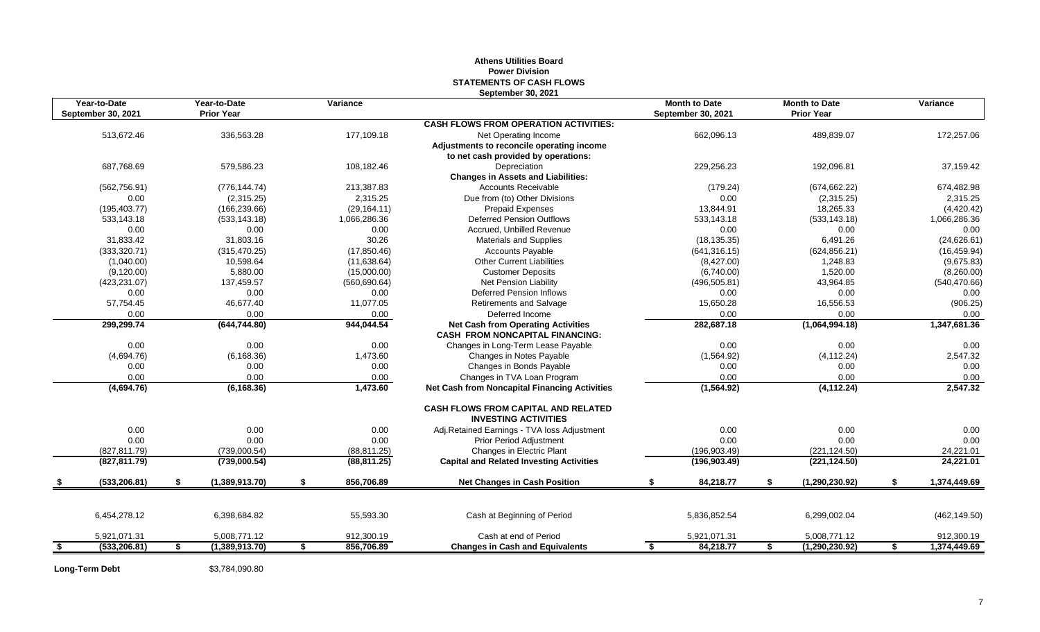# Athens Utilities Board
## Power Division
## STATEMENTS OF CASH FLOWS
### September 30, 2021

| Year-to-Date September 30, 2021 | Year-to-Date Prior Year | Variance | | Month to Date September 30, 2021 | Month to Date Prior Year | Variance |
|---|---|---|---|---|---|---|
| | | | **CASH FLOWS FROM OPERATION ACTIVITIES:** | | | |
| 513,672.46 | 336,563.28 | 177,109.18 | Net Operating Income | 662,096.13 | 489,839.07 | 172,257.06 |
| | | | **Adjustments to reconcile operating income to net cash provided by operations:** | | | |
| 687,768.69 | 579,586.23 | 108,182.46 | Depreciation | 229,256.23 | 192,096.81 | 37,159.42 |
| | | | **Changes in Assets and Liabilities:** | | | |
| (562,756.91) | (776,144.74) | 213,387.83 | Accounts Receivable | (179.24) | (674,662.22) | 674,482.98 |
| 0.00 | (2,315.25) | 2,315.25 | Due from (to) Other Divisions | 0.00 | (2,315.25) | 2,315.25 |
| (195,403.77) | (166,239.66) | (29,164.11) | Prepaid Expenses | 13,844.91 | 18,265.33 | (4,420.42) |
| 533,143.18 | (533,143.18) | 1,066,286.36 | Deferred Pension Outflows | 533,143.18 | (533,143.18) | 1,066,286.36 |
| 0.00 | 0.00 | 0.00 | Accrued, Unbilled Revenue | 0.00 | 0.00 | 0.00 |
| 31,833.42 | 31,803.16 | 30.26 | Materials and Supplies | (18,135.35) | 6,491.26 | (24,626.61) |
| (333,320.71) | (315,470.25) | (17,850.46) | Accounts Payable | (641,316.15) | (624,856.21) | (16,459.94) |
| (1,040.00) | 10,598.64 | (11,638.64) | Other Current Liabilities | (8,427.00) | 1,248.83 | (9,675.83) |
| (9,120.00) | 5,880.00 | (15,000.00) | Customer Deposits | (6,740.00) | 1,520.00 | (8,260.00) |
| (423,231.07) | 137,459.57 | (560,690.64) | Net Pension Liability | (496,505.81) | 43,964.85 | (540,470.66) |
| 0.00 | 0.00 | 0.00 | Deferred Pension Inflows | 0.00 | 0.00 | 0.00 |
| 57,754.45 | 46,677.40 | 11,077.05 | Retirements and Salvage | 15,650.28 | 16,556.53 | (906.25) |
| 0.00 | 0.00 | 0.00 | Deferred Income | 0.00 | 0.00 | 0.00 |
| **299,299.74** | **(644,744.80)** | **944,044.54** | **Net Cash from Operating Activities** | **282,687.18** | **(1,064,994.18)** | **1,347,681.36** |
| | | | **CASH FROM NONCAPITAL FINANCING:** | | | |
| 0.00 | 0.00 | 0.00 | Changes in Long-Term Lease Payable | 0.00 | 0.00 | 0.00 |
| (4,694.76) | (6,168.36) | 1,473.60 | Changes in Notes Payable | (1,564.92) | (4,112.24) | 2,547.32 |
| 0.00 | 0.00 | 0.00 | Changes in Bonds Payable | 0.00 | 0.00 | 0.00 |
| 0.00 | 0.00 | 0.00 | Changes in TVA Loan Program | 0.00 | 0.00 | 0.00 |
| **(4,694.76)** | **(6,168.36)** | **1,473.60** | **Net Cash from Noncapital Financing Activities** | **(1,564.92)** | **(4,112.24)** | **2,547.32** |
| | | | **CASH FLOWS FROM CAPITAL AND RELATED INVESTING ACTIVITIES** | | | |
| 0.00 | 0.00 | 0.00 | Adj.Retained Earnings - TVA loss Adjustment | 0.00 | 0.00 | 0.00 |
| 0.00 | 0.00 | 0.00 | Prior Period Adjustment | 0.00 | 0.00 | 0.00 |
| (827,811.79) | (739,000.54) | (88,811.25) | Changes in Electric Plant | (196,903.49) | (221,124.50) | 24,221.01 |
| **(827,811.79)** | **(739,000.54)** | **(88,811.25)** | **Capital and Related Investing Activities** | **(196,903.49)** | **(221,124.50)** | **24,221.01** |
| **$ (533,206.81)** | **$ (1,389,913.70)** | **$ 856,706.89** | **Net Changes in Cash Position** | **$ 84,218.77** | **$ (1,290,230.92)** | **$ 1,374,449.69** |
| 6,454,278.12 | 6,398,684.82 | 55,593.30 | Cash at Beginning of Period | 5,836,852.54 | 6,299,002.04 | (462,149.50) |
| 5,921,071.31 | 5,008,771.12 | 912,300.19 | Cash at end of Period | 5,921,071.31 | 5,008,771.12 | 912,300.19 |
| **$ (533,206.81)** | **$ (1,389,913.70)** | **$ 856,706.89** | **Changes in Cash and Equivalents** | **$ 84,218.77** | **$ (1,290,230.92)** | **$ 1,374,449.69** |

**Long-Term Debt** $3,784,090.80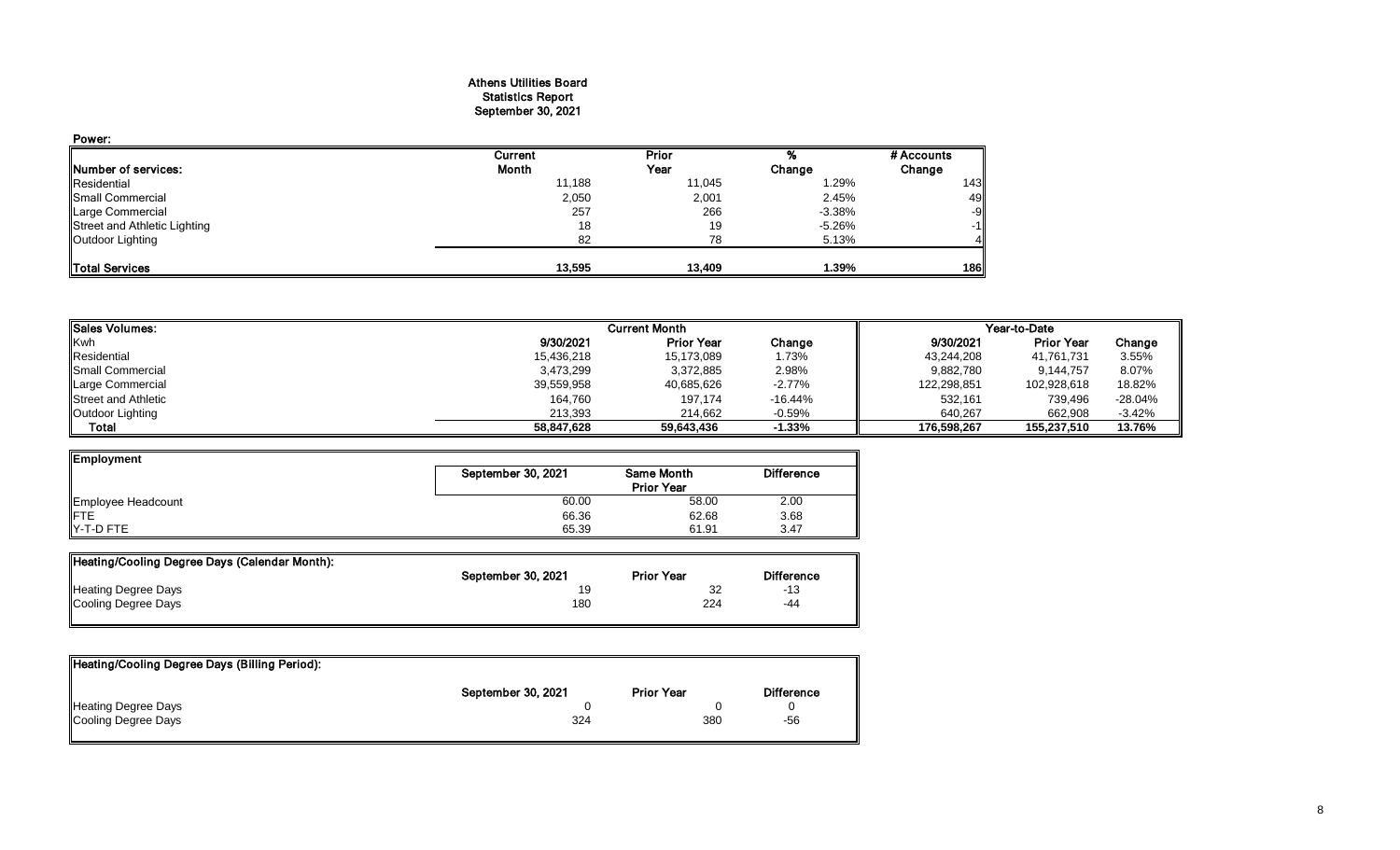# Athens Utilities Board
## Statistics Report
## September 30, 2021

### Power:

| Number of services: | Current Month | Prior Year | % Change | # Accounts Change |
|---|---|---|---|---|
| Residential | 11,188 | 11,045 | 1.29% | 143 |
| Small Commercial | 2,050 | 2,001 | 2.45% | 49 |
| Large Commercial | 257 | 266 | -3.38% | -9 |
| Street and Athletic Lighting | 18 | 19 | -5.26% | -1 |
| Outdoor Lighting | 82 | 78 | 5.13% | 4 |
| **Total Services** | **13,595** | **13,409** | **1.39%** | **186** |

| Sales Volumes: | Current Month | | | Year-to-Date | | |
|---|---|---|---|---|---|---|
| Kwh | 9/30/2021 | Prior Year | Change | 9/30/2021 | Prior Year | Change |
| Residential | 15,436,218 | 15,173,089 | 1.73% | 43,244,208 | 41,761,731 | 3.55% |
| Small Commercial | 3,473,299 | 3,372,885 | 2.98% | 9,882,780 | 9,144,757 | 8.07% |
| Large Commercial | 39,559,958 | 40,685,626 | -2.77% | 122,298,851 | 102,928,618 | 18.82% |
| Street and Athletic | 164,760 | 197,174 | -16.44% | 532,161 | 739,496 | -28.04% |
| Outdoor Lighting | 213,393 | 214,662 | -0.59% | 640,267 | 662,908 | -3.42% |
| **Total** | **58,847,628** | **59,643,436** | **-1.33%** | **176,598,267** | **155,237,510** | **13.76%** |

| Employment | September 30, 2021 | Same Month Prior Year | Difference |
|---|---|---|---|
| Employee Headcount | 60.00 | 58.00 | 2.00 |
| FTE | 66.36 | 62.68 | 3.68 |
| Y-T-D FTE | 65.39 | 61.91 | 3.47 |

| Heating/Cooling Degree Days (Calendar Month): | September 30, 2021 | Prior Year | Difference |
|---|---|---|---|
| Heating Degree Days | 19 | 32 | -13 |
| Cooling Degree Days | 180 | 224 | -44 |

| Heating/Cooling Degree Days (Billing Period): | September 30, 2021 | Prior Year | Difference |
|---|---|---|---|
| Heating Degree Days | 0 | 0 | 0 |
| Cooling Degree Days | 324 | 380 | -56 |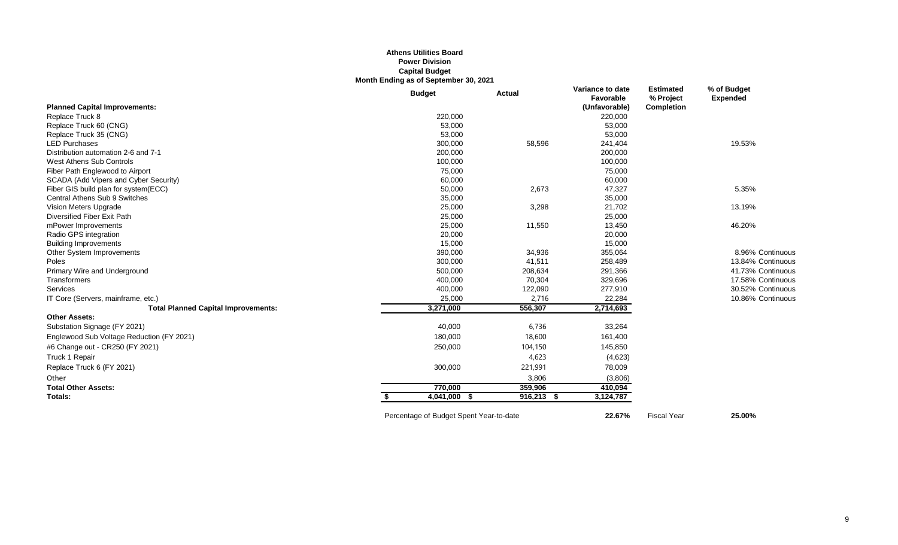**Athens Utilities Board**
**Power Division**
**Capital Budget**
**Month Ending as of September 30, 2021**

| Planned Capital Improvements: | Budget | Actual | Variance to date Favorable (Unfavorable) | Estimated % Project Completion | % of Budget Expended |
|---|---|---|---|---|---|
| Replace Truck 8 | 220,000 | | 220,000 | | |
| Replace Truck 60 (CNG) | 53,000 | | 53,000 | | |
| Replace Truck 35 (CNG) | 53,000 | | 53,000 | | |
| LED Purchases | 300,000 | 58,596 | 241,404 | | 19.53% |
| Distribution automation 2-6 and 7-1 | 200,000 | | 200,000 | | |
| West Athens Sub Controls | 100,000 | | 100,000 | | |
| Fiber Path Englewood to Airport | 75,000 | | 75,000 | | |
| SCADA (Add Vipers and Cyber Security) | 60,000 | | 60,000 | | |
| Fiber GIS build plan for system(ECC) | 50,000 | 2,673 | 47,327 | | 5.35% |
| Central Athens Sub 9 Switches | 35,000 | | 35,000 | | |
| Vision Meters Upgrade | 25,000 | 3,298 | 21,702 | | 13.19% |
| Diversified Fiber Exit Path | 25,000 | | 25,000 | | |
| mPower Improvements | 25,000 | 11,550 | 13,450 | | 46.20% |
| Radio GPS integration | 20,000 | | 20,000 | | |
| Building Improvements | 15,000 | | 15,000 | | |
| Other System Improvements | 390,000 | 34,936 | 355,064 | | 8.96% Continuous |
| Poles | 300,000 | 41,511 | 258,489 | | 13.84% Continuous |
| Primary Wire and Underground | 500,000 | 208,634 | 291,366 | | 41.73% Continuous |
| Transformers | 400,000 | 70,304 | 329,696 | | 17.58% Continuous |
| Services | 400,000 | 122,090 | 277,910 | | 30.52% Continuous |
| IT Core (Servers, mainframe, etc.) | 25,000 | 2,716 | 22,284 | | 10.86% Continuous |
| **Total Planned Capital Improvements:** | **3,271,000** | **556,307** | **2,714,693** | | |
| **Other Assets:** | | | | | |
| Substation Signage (FY 2021) | 40,000 | 6,736 | 33,264 | | |
| Englewood Sub Voltage Reduction (FY 2021) | 180,000 | 18,600 | 161,400 | | |
| #6 Change out - CR250 (FY 2021) | 250,000 | 104,150 | 145,850 | | |
| Truck 1 Repair | | 4,623 | (4,623) | | |
| Replace Truck 6 (FY 2021) | 300,000 | 221,991 | 78,009 | | |
| Other | | 3,806 | (3,806) | | |
| **Total Other Assets:** | **770,000** | **359,906** | **410,094** | | |
| **Totals:** | **$ 4,041,000** | **$ 916,213** | **$ 3,124,787** | | |

Percentage of Budget Spent Year-to-date **22.67%** Fiscal Year **25.00%**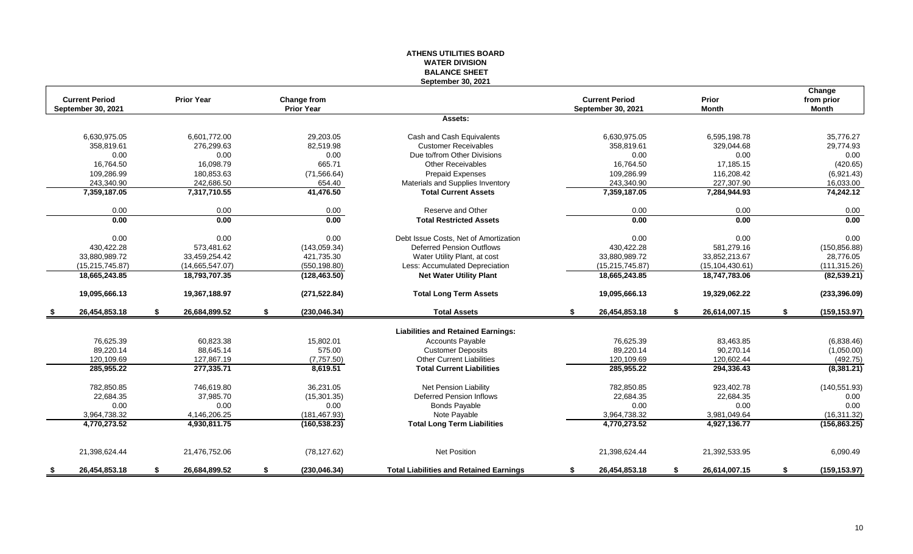# ATHENS UTILITIES BOARD
## WATER DIVISION
## BALANCE SHEET
### September 30, 2021

| Current Period September 30, 2021 | Prior Year | Change from Prior Year | | Current Period September 30, 2021 | Prior Month | Change from prior Month |
|---|---|---|---|---|---|---|
| | | | **Assets:** | | | |
| 6,630,975.05 | 6,601,772.00 | 29,203.05 | Cash and Cash Equivalents | 6,630,975.05 | 6,595,198.78 | 35,776.27 |
| 358,819.61 | 276,299.63 | 82,519.98 | Customer Receivables | 358,819.61 | 329,044.68 | 29,774.93 |
| 0.00 | 0.00 | 0.00 | Due to/from Other Divisions | 0.00 | 0.00 | 0.00 |
| 16,764.50 | 16,098.79 | 665.71 | Other Receivables | 16,764.50 | 17,185.15 | (420.65) |
| 109,286.99 | 180,853.63 | (71,566.64) | Prepaid Expenses | 109,286.99 | 116,208.42 | (6,921.43) |
| 243,340.90 | 242,686.50 | 654.40 | Materials and Supplies Inventory | 243,340.90 | 227,307.90 | 16,033.00 |
| **7,359,187.05** | **7,317,710.55** | **41,476.50** | **Total Current Assets** | **7,359,187.05** | **7,284,944.93** | **74,242.12** |
| 0.00 | 0.00 | 0.00 | Reserve and Other | 0.00 | 0.00 | 0.00 |
| **0.00** | **0.00** | **0.00** | **Total Restricted Assets** | **0.00** | **0.00** | **0.00** |
| 0.00 | 0.00 | 0.00 | Debt Issue Costs, Net of Amortization | 0.00 | 0.00 | 0.00 |
| 430,422.28 | 573,481.62 | (143,059.34) | Deferred Pension Outflows | 430,422.28 | 581,279.16 | (150,856.88) |
| 33,880,989.72 | 33,459,254.42 | 421,735.30 | Water Utility Plant, at cost | 33,880,989.72 | 33,852,213.67 | 28,776.05 |
| (15,215,745.87) | (14,665,547.07) | (550,198.80) | Less: Accumulated Depreciation | (15,215,745.87) | (15,104,430.61) | (111,315.26) |
| **18,665,243.85** | **18,793,707.35** | **(128,463.50)** | **Net Water Utility Plant** | **18,665,243.85** | **18,747,783.06** | **(82,539.21)** |
| **19,095,666.13** | **19,367,188.97** | **(271,522.84)** | **Total Long Term Assets** | **19,095,666.13** | **19,329,062.22** | **(233,396.09)** |
| **$ 26,454,853.18** | **$ 26,684,899.52** | **$ (230,046.34)** | **Total Assets** | **$ 26,454,853.18** | **$ 26,614,007.15** | **$ (159,153.97)** |
| | | | **Liabilities and Retained Earnings:** | | | |
| 76,625.39 | 60,823.38 | 15,802.01 | Accounts Payable | 76,625.39 | 83,463.85 | (6,838.46) |
| 89,220.14 | 88,645.14 | 575.00 | Customer Deposits | 89,220.14 | 90,270.14 | (1,050.00) |
| 120,109.69 | 127,867.19 | (7,757.50) | Other Current Liabilities | 120,109.69 | 120,602.44 | (492.75) |
| **285,955.22** | **277,335.71** | **8,619.51** | **Total Current Liabilities** | **285,955.22** | **294,336.43** | **(8,381.21)** |
| 782,850.85 | 746,619.80 | 36,231.05 | Net Pension Liability | 782,850.85 | 923,402.78 | (140,551.93) |
| 22,684.35 | 37,985.70 | (15,301.35) | Deferred Pension Inflows | 22,684.35 | 22,684.35 | 0.00 |
| 0.00 | 0.00 | 0.00 | Bonds Payable | 0.00 | 0.00 | 0.00 |
| 3,964,738.32 | 4,146,206.25 | (181,467.93) | Note Payable | 3,964,738.32 | 3,981,049.64 | (16,311.32) |
| **4,770,273.52** | **4,930,811.75** | **(160,538.23)** | **Total Long Term Liabilities** | **4,770,273.52** | **4,927,136.77** | **(156,863.25)** |
| 21,398,624.44 | 21,476,752.06 | (78,127.62) | Net Position | 21,398,624.44 | 21,392,533.95 | 6,090.49 |
| **$ 26,454,853.18** | **$ 26,684,899.52** | **$ (230,046.34)** | **Total Liabilities and Retained Earnings** | **$ 26,454,853.18** | **$ 26,614,007.15** | **$ (159,153.97)** |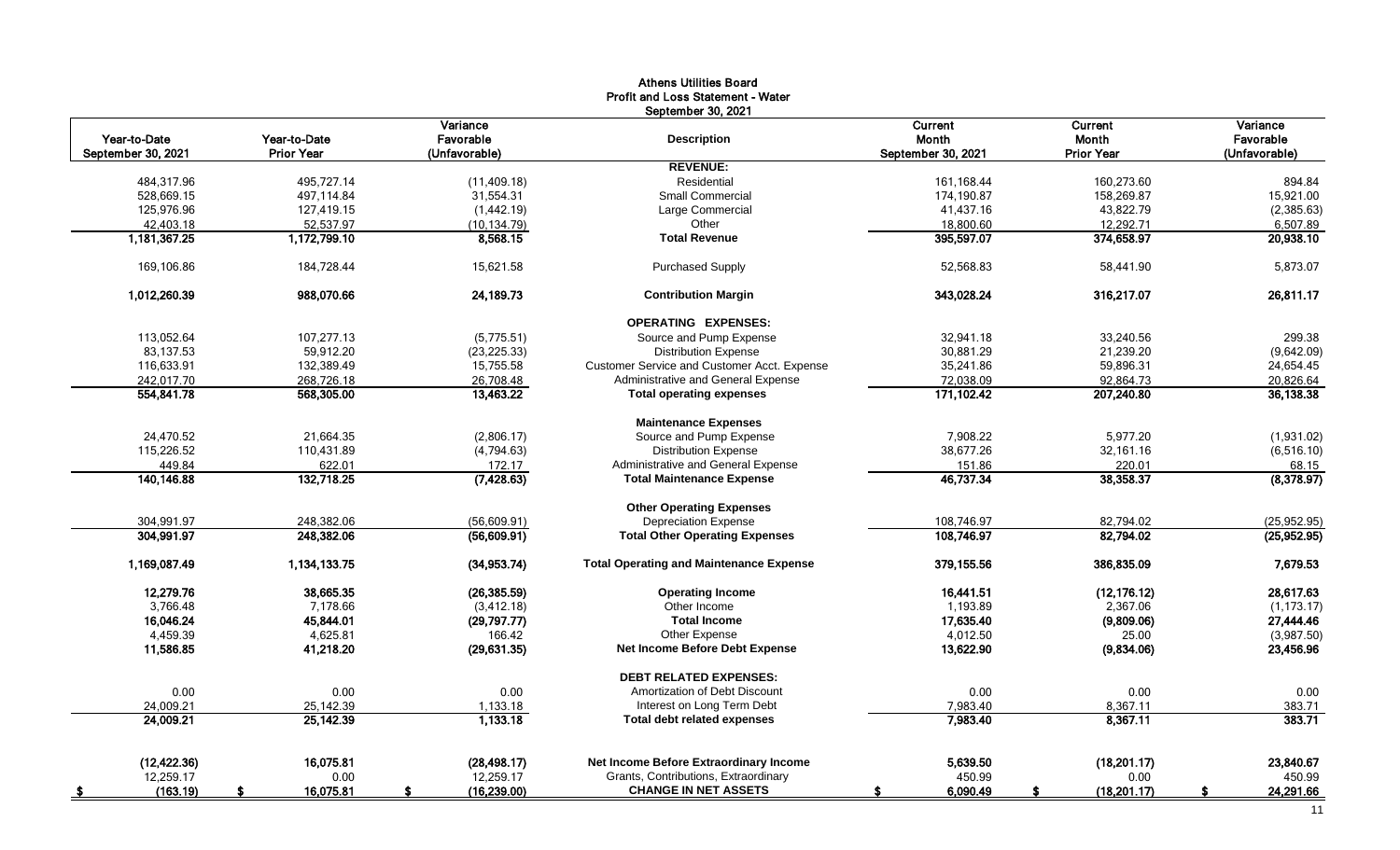# Athens Utilities Board
## Profit and Loss Statement - Water
### September 30, 2021

| Year-to-Date September 30, 2021 | Year-to-Date Prior Year | Variance Favorable (Unfavorable) | Description | Current Month September 30, 2021 | Current Month Prior Year | Variance Favorable (Unfavorable) |
|---|---|---|---|---|---|---|
| | | | **REVENUE:** | | | |
| 484,317.96 | 495,727.14 | (11,409.18) | Residential | 161,168.44 | 160,273.60 | 894.84 |
| 528,669.15 | 497,114.84 | 31,554.31 | Small Commercial | 174,190.87 | 158,269.87 | 15,921.00 |
| 125,976.96 | 127,419.15 | (1,442.19) | Large Commercial | 41,437.16 | 43,822.79 | (2,385.63) |
| 42,403.18 | 52,537.97 | (10,134.79) | Other | 18,800.60 | 12,292.71 | 6,507.89 |
| **1,181,367.25** | **1,172,799.10** | **8,568.15** | **Total Revenue** | **395,597.07** | **374,658.97** | **20,938.10** |
| 169,106.86 | 184,728.44 | 15,621.58 | Purchased Supply | 52,568.83 | 58,441.90 | 5,873.07 |
| **1,012,260.39** | **988,070.66** | **24,189.73** | **Contribution Margin** | **343,028.24** | **316,217.07** | **26,811.17** |
| | | | **OPERATING EXPENSES:** | | | |
| 113,052.64 | 107,277.13 | (5,775.51) | Source and Pump Expense | 32,941.18 | 33,240.56 | 299.38 |
| 83,137.53 | 59,912.20 | (23,225.33) | Distribution Expense | 30,881.29 | 21,239.20 | (9,642.09) |
| 116,633.91 | 132,389.49 | 15,755.58 | Customer Service and Customer Acct. Expense | 35,241.86 | 59,896.31 | 24,654.45 |
| 242,017.70 | 268,726.18 | 26,708.48 | Administrative and General Expense | 72,038.09 | 92,864.73 | 20,826.64 |
| **554,841.78** | **568,305.00** | **13,463.22** | **Total operating expenses** | **171,102.42** | **207,240.80** | **36,138.38** |
| | | | **Maintenance Expenses** | | | |
| 24,470.52 | 21,664.35 | (2,806.17) | Source and Pump Expense | 7,908.22 | 5,977.20 | (1,931.02) |
| 115,226.52 | 110,431.89 | (4,794.63) | Distribution Expense | 38,677.26 | 32,161.16 | (6,516.10) |
| 449.84 | 622.01 | 172.17 | Administrative and General Expense | 151.86 | 220.01 | 68.15 |
| **140,146.88** | **132,718.25** | **(7,428.63)** | **Total Maintenance Expense** | **46,737.34** | **38,358.37** | **(8,378.97)** |
| | | | **Other Operating Expenses** | | | |
| 304,991.97 | 248,382.06 | (56,609.91) | Depreciation Expense | 108,746.97 | 82,794.02 | (25,952.95) |
| **304,991.97** | **248,382.06** | **(56,609.91)** | **Total Other Operating Expenses** | **108,746.97** | **82,794.02** | **(25,952.95)** |
| **1,169,087.49** | **1,134,133.75** | **(34,953.74)** | **Total Operating and Maintenance Expense** | **379,155.56** | **386,835.09** | **7,679.53** |
| **12,279.76** | **38,665.35** | **(26,385.59)** | **Operating Income** | **16,441.51** | **(12,176.12)** | **28,617.63** |
| 3,766.48 | 7,178.66 | (3,412.18) | Other Income | 1,193.89 | 2,367.06 | (1,173.17) |
| **16,046.24** | **45,844.01** | **(29,797.77)** | **Total Income** | **17,635.40** | **(9,809.06)** | **27,444.46** |
| 4,459.39 | 4,625.81 | 166.42 | Other Expense | 4,012.50 | 25.00 | (3,987.50) |
| **11,586.85** | **41,218.20** | **(29,631.35)** | **Net Income Before Debt Expense** | **13,622.90** | **(9,834.06)** | **23,456.96** |
| | | | **DEBT RELATED EXPENSES:** | | | |
| 0.00 | 0.00 | 0.00 | Amortization of Debt Discount | 0.00 | 0.00 | 0.00 |
| 24,009.21 | 25,142.39 | 1,133.18 | Interest on Long Term Debt | 7,983.40 | 8,367.11 | 383.71 |
| **24,009.21** | **25,142.39** | **1,133.18** | **Total debt related expenses** | **7,983.40** | **8,367.11** | **383.71** |
| **(12,422.36)** | **16,075.81** | **(28,498.17)** | **Net Income Before Extraordinary Income** | **5,639.50** | **(18,201.17)** | **23,840.67** |
| 12,259.17 | 0.00 | 12,259.17 | Grants, Contributions, Extraordinary | 450.99 | 0.00 | 450.99 |
| **$ (163.19)** | **$ 16,075.81** | **$ (16,239.00)** | **CHANGE IN NET ASSETS** | **$ 6,090.49** | **$ (18,201.17)** | **$ 24,291.66** |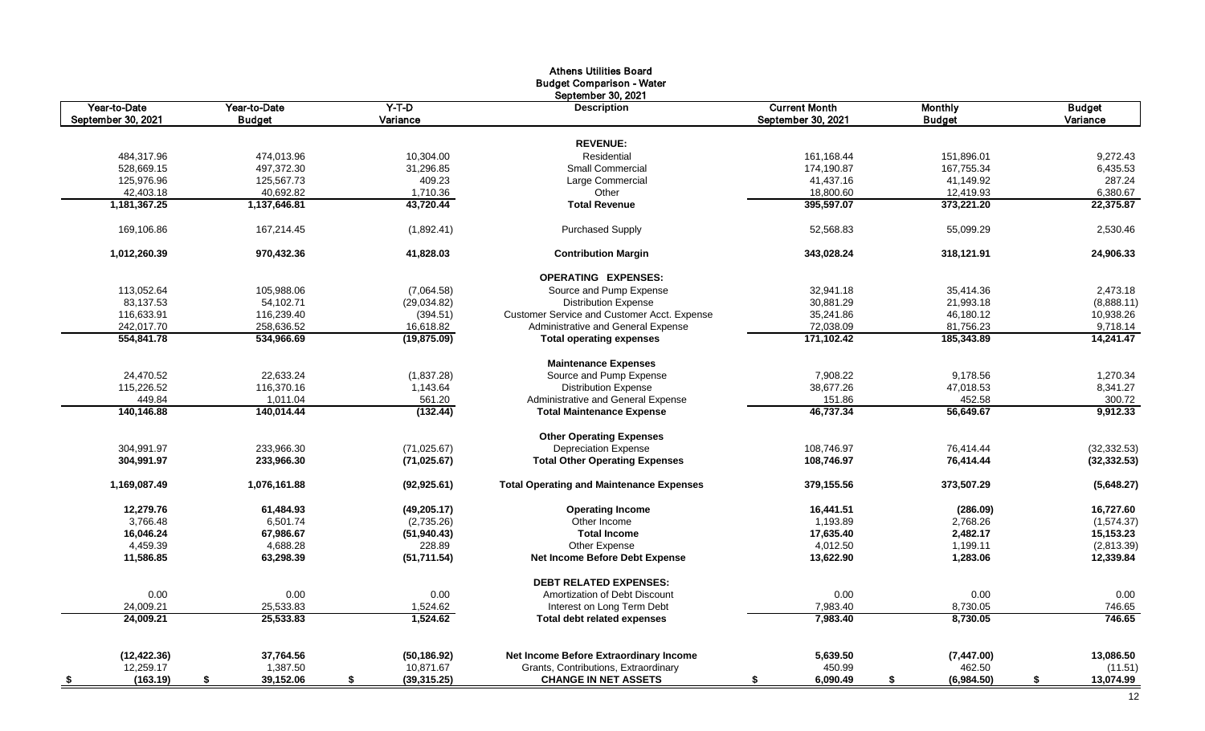# Athens Utilities Board
## Budget Comparison - Water
### September 30, 2021

| Year-to-Date September 30, 2021 | Year-to-Date Budget | Y-T-D Variance | Description | Current Month September 30, 2021 | Monthly Budget | Budget Variance |
|---|---|---|---|---|---|---|
| | | | **REVENUE:** | | | |
| 484,317.96 | 474,013.96 | 10,304.00 | Residential | 161,168.44 | 151,896.01 | 9,272.43 |
| 528,669.15 | 497,372.30 | 31,296.85 | Small Commercial | 174,190.87 | 167,755.34 | 6,435.53 |
| 125,976.96 | 125,567.73 | 409.23 | Large Commercial | 41,437.16 | 41,149.92 | 287.24 |
| 42,403.18 | 40,692.82 | 1,710.36 | Other | 18,800.60 | 12,419.93 | 6,380.67 |
| **1,181,367.25** | **1,137,646.81** | **43,720.44** | **Total Revenue** | **395,597.07** | **373,221.20** | **22,375.87** |
| 169,106.86 | 167,214.45 | (1,892.41) | Purchased Supply | 52,568.83 | 55,099.29 | 2,530.46 |
| **1,012,260.39** | **970,432.36** | **41,828.03** | **Contribution Margin** | **343,028.24** | **318,121.91** | **24,906.33** |
| | | | **OPERATING EXPENSES:** | | | |
| 113,052.64 | 105,988.06 | (7,064.58) | Source and Pump Expense | 32,941.18 | 35,414.36 | 2,473.18 |
| 83,137.53 | 54,102.71 | (29,034.82) | Distribution Expense | 30,881.29 | 21,993.18 | (8,888.11) |
| 116,633.91 | 116,239.40 | (394.51) | Customer Service and Customer Acct. Expense | 35,241.86 | 46,180.12 | 10,938.26 |
| 242,017.70 | 258,636.52 | 16,618.82 | Administrative and General Expense | 72,038.09 | 81,756.23 | 9,718.14 |
| **554,841.78** | **534,966.69** | **(19,875.09)** | **Total operating expenses** | **171,102.42** | **185,343.89** | **14,241.47** |
| | | | **Maintenance Expenses** | | | |
| 24,470.52 | 22,633.24 | (1,837.28) | Source and Pump Expense | 7,908.22 | 9,178.56 | 1,270.34 |
| 115,226.52 | 116,370.16 | 1,143.64 | Distribution Expense | 38,677.26 | 47,018.53 | 8,341.27 |
| 449.84 | 1,011.04 | 561.20 | Administrative and General Expense | 151.86 | 452.58 | 300.72 |
| **140,146.88** | **140,014.44** | **(132.44)** | **Total Maintenance Expense** | **46,737.34** | **56,649.67** | **9,912.33** |
| | | | **Other Operating Expenses** | | | |
| 304,991.97 | 233,966.30 | (71,025.67) | Depreciation Expense | 108,746.97 | 76,414.44 | (32,332.53) |
| **304,991.97** | **233,966.30** | **(71,025.67)** | **Total Other Operating Expenses** | **108,746.97** | **76,414.44** | **(32,332.53)** |
| **1,169,087.49** | **1,076,161.88** | **(92,925.61)** | **Total Operating and Maintenance Expenses** | **379,155.56** | **373,507.29** | **(5,648.27)** |
| **12,279.76** | **61,484.93** | **(49,205.17)** | **Operating Income** | **16,441.51** | **(286.09)** | **16,727.60** |
| 3,766.48 | 6,501.74 | (2,735.26) | Other Income | 1,193.89 | 2,768.26 | (1,574.37) |
| **16,046.24** | **67,986.67** | **(51,940.43)** | **Total Income** | **17,635.40** | **2,482.17** | **15,153.23** |
| 4,459.39 | 4,688.28 | 228.89 | Other Expense | 4,012.50 | 1,199.11 | (2,813.39) |
| **11,586.85** | **63,298.39** | **(51,711.54)** | **Net Income Before Debt Expense** | **13,622.90** | **1,283.06** | **12,339.84** |
| | | | **DEBT RELATED EXPENSES:** | | | |
| 0.00 | 0.00 | 0.00 | Amortization of Debt Discount | 0.00 | 0.00 | 0.00 |
| 24,009.21 | 25,533.83 | 1,524.62 | Interest on Long Term Debt | 7,983.40 | 8,730.05 | 746.65 |
| **24,009.21** | **25,533.83** | **1,524.62** | **Total debt related expenses** | **7,983.40** | **8,730.05** | **746.65** |
| **(12,422.36)** | **37,764.56** | **(50,186.92)** | **Net Income Before Extraordinary Income** | **5,639.50** | **(7,447.00)** | **13,086.50** |
| 12,259.17 | 1,387.50 | 10,871.67 | Grants, Contributions, Extraordinary | 450.99 | 462.50 | (11.51) |
| **$ (163.19)** | **$ 39,152.06** | **$ (39,315.25)** | **CHANGE IN NET ASSETS** | **$ 6,090.49** | **$ (6,984.50)** | **$ 13,074.99** |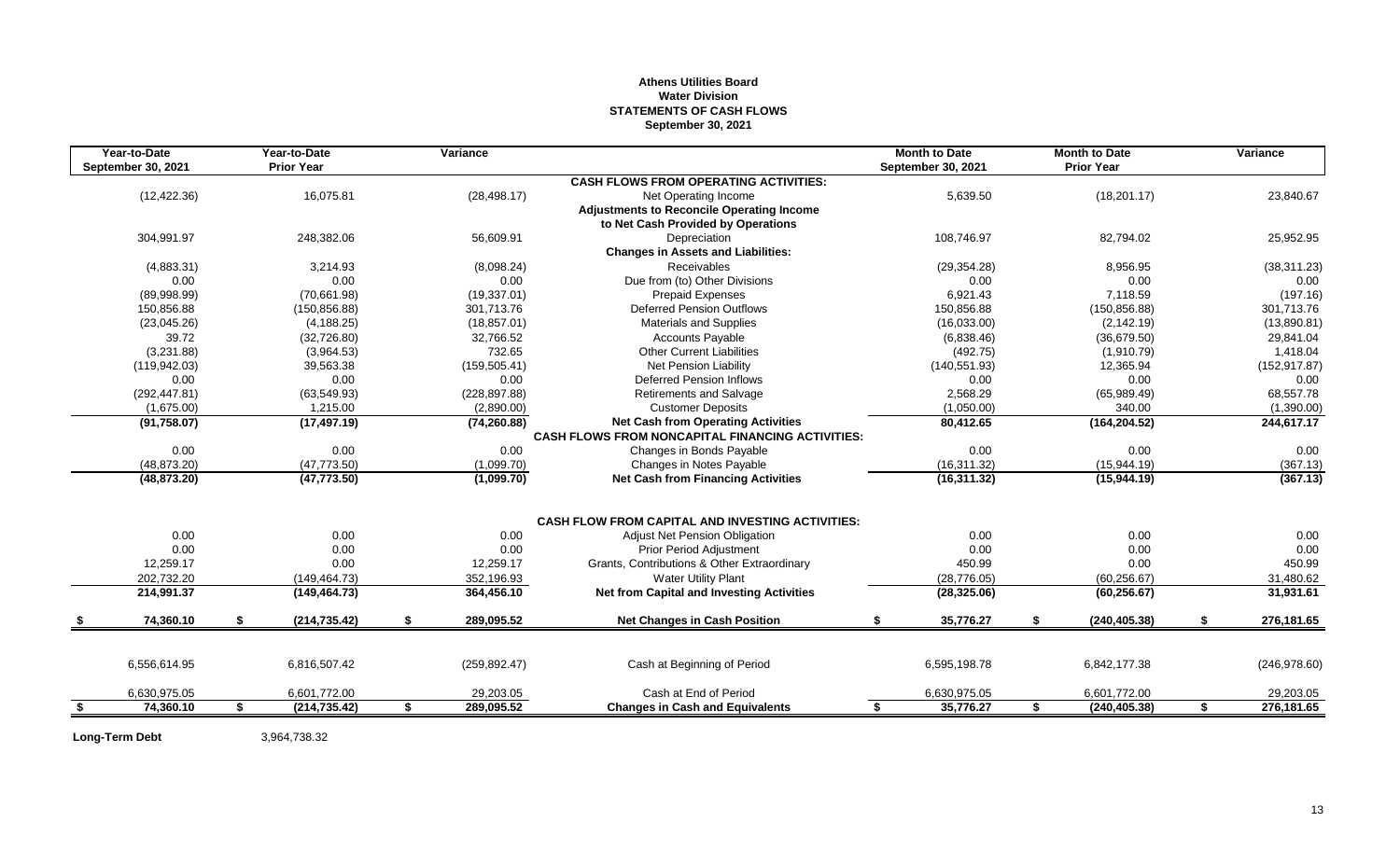**Athens Utilities Board**
**Water Division**
**STATEMENTS OF CASH FLOWS**
**September 30, 2021**

| Year-to-Date September 30, 2021 | Year-to-Date Prior Year | Variance | | Month to Date September 30, 2021 | Month to Date Prior Year | Variance |
|---|---|---|---|---|---|---|
| | | | **CASH FLOWS FROM OPERATING ACTIVITIES:** | | | |
| (12,422.36) | 16,075.81 | (28,498.17) | Net Operating Income | 5,639.50 | (18,201.17) | 23,840.67 |
| | | | **Adjustments to Reconcile Operating Income** | | | |
| | | | **to Net Cash Provided by Operations** | | | |
| 304,991.97 | 248,382.06 | 56,609.91 | Depreciation | 108,746.97 | 82,794.02 | 25,952.95 |
| | | | **Changes in Assets and Liabilities:** | | | |
| (4,883.31) | 3,214.93 | (8,098.24) | Receivables | (29,354.28) | 8,956.95 | (38,311.23) |
| 0.00 | 0.00 | 0.00 | Due from (to) Other Divisions | 0.00 | 0.00 | 0.00 |
| (89,998.99) | (70,661.98) | (19,337.01) | Prepaid Expenses | 6,921.43 | 7,118.59 | (197.16) |
| 150,856.88 | (150,856.88) | 301,713.76 | Deferred Pension Outflows | 150,856.88 | (150,856.88) | 301,713.76 |
| (23,045.26) | (4,188.25) | (18,857.01) | Materials and Supplies | (16,033.00) | (2,142.19) | (13,890.81) |
| 39.72 | (32,726.80) | 32,766.52 | Accounts Payable | (6,838.46) | (36,679.50) | 29,841.04 |
| (3,231.88) | (3,964.53) | 732.65 | Other Current Liabilities | (492.75) | (1,910.79) | 1,418.04 |
| (119,942.03) | 39,563.38 | (159,505.41) | Net Pension Liability | (140,551.93) | 12,365.94 | (152,917.87) |
| 0.00 | 0.00 | 0.00 | Deferred Pension Inflows | 0.00 | 0.00 | 0.00 |
| (292,447.81) | (63,549.93) | (228,897.88) | Retirements and Salvage | 2,568.29 | (65,989.49) | 68,557.78 |
| (1,675.00) | 1,215.00 | (2,890.00) | Customer Deposits | (1,050.00) | 340.00 | (1,390.00) |
| **(91,758.07)** | **(17,497.19)** | **(74,260.88)** | **Net Cash from Operating Activities** | **80,412.65** | **(164,204.52)** | **244,617.17** |
| | | | **CASH FLOWS FROM NONCAPITAL FINANCING ACTIVITIES:** | | | |
| 0.00 | 0.00 | 0.00 | Changes in Bonds Payable | 0.00 | 0.00 | 0.00 |
| (48,873.20) | (47,773.50) | (1,099.70) | Changes in Notes Payable | (16,311.32) | (15,944.19) | (367.13) |
| **(48,873.20)** | **(47,773.50)** | **(1,099.70)** | **Net Cash from Financing Activities** | **(16,311.32)** | **(15,944.19)** | **(367.13)** |
| | | | **CASH FLOW FROM CAPITAL AND INVESTING ACTIVITIES:** | | | |
| 0.00 | 0.00 | 0.00 | Adjust Net Pension Obligation | 0.00 | 0.00 | 0.00 |
| 0.00 | 0.00 | 0.00 | Prior Period Adjustment | 0.00 | 0.00 | 0.00 |
| 12,259.17 | 0.00 | 12,259.17 | Grants, Contributions & Other Extraordinary | 450.99 | 0.00 | 450.99 |
| 202,732.20 | (149,464.73) | 352,196.93 | Water Utility Plant | (28,776.05) | (60,256.67) | 31,480.62 |
| **214,991.37** | **(149,464.73)** | **364,456.10** | **Net from Capital and Investing Activities** | **(28,325.06)** | **(60,256.67)** | **31,931.61** |
| **$ 74,360.10** | **$ (214,735.42)** | **$ 289,095.52** | **Net Changes in Cash Position** | **$ 35,776.27** | **$ (240,405.38)** | **$ 276,181.65** |
| 6,556,614.95 | 6,816,507.42 | (259,892.47) | Cash at Beginning of Period | 6,595,198.78 | 6,842,177.38 | (246,978.60) |
| 6,630,975.05 | 6,601,772.00 | 29,203.05 | Cash at End of Period | 6,630,975.05 | 6,601,772.00 | 29,203.05 |
| **$ 74,360.10** | **$ (214,735.42)** | **$ 289,095.52** | **Changes in Cash and Equivalents** | **$ 35,776.27** | **$ (240,405.38)** | **$ 276,181.65** |

**Long-Term Debt** 3,964,738.32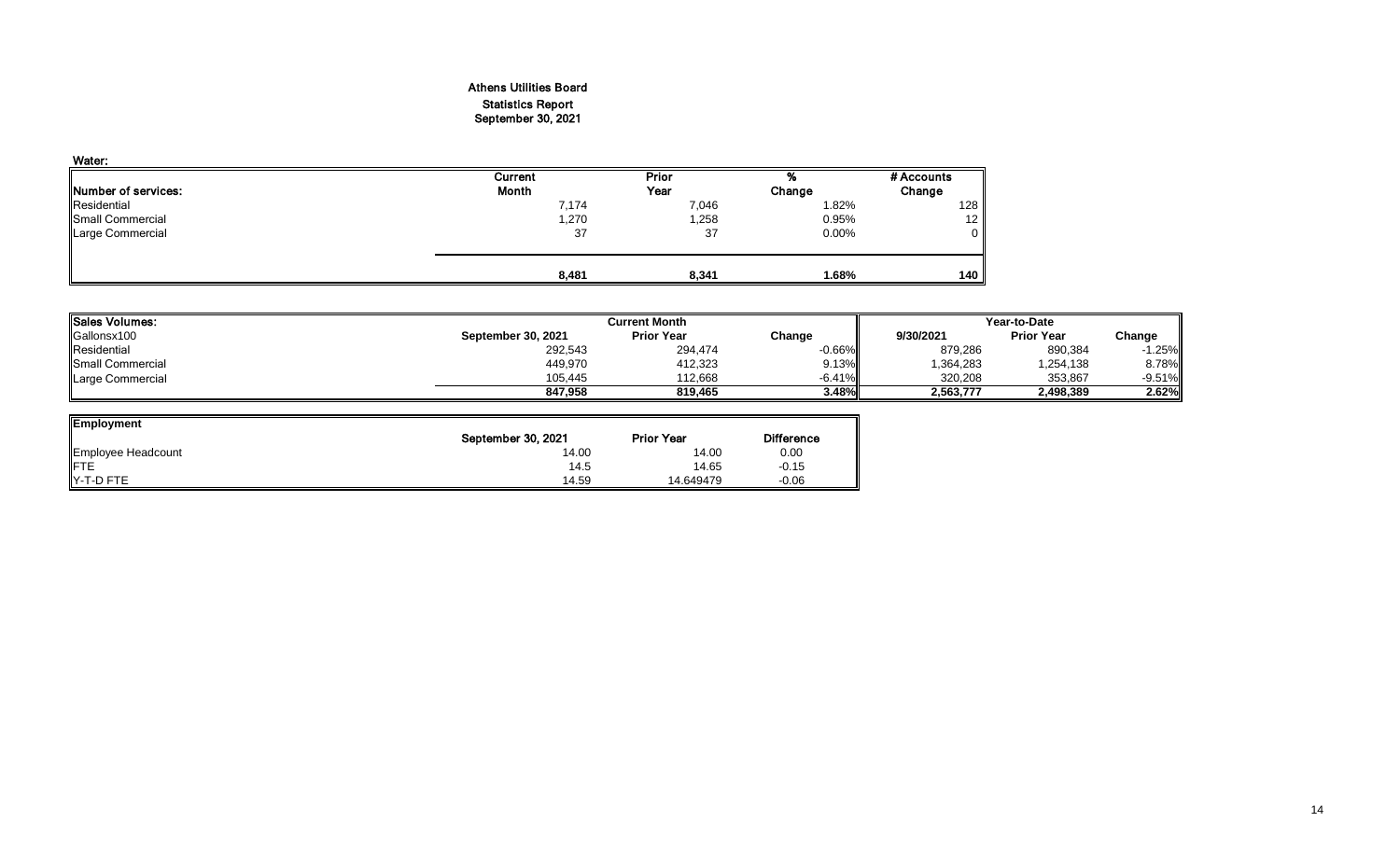# Athens Utilities Board
## Statistics Report
## September 30, 2021

**Water:**

| Number of services: | Current Month | Prior Year | % Change | # Accounts Change |
|---|---|---|---|---|
| Residential | 7,174 | 7,046 | 1.82% | 128 |
| Small Commercial | 1,270 | 1,258 | 0.95% | 12 |
| Large Commercial | 37 | 37 | 0.00% | 0 |
| | **8,481** | **8,341** | **1.68%** | **140** |

| Sales Volumes: | Current Month | | | Year-to-Date | | |
|---|---|---|---|---|---|---|
| Gallonsx100 | September 30, 2021 | Prior Year | Change | 9/30/2021 | Prior Year | Change |
| Residential | 292,543 | 294,474 | -0.66% | 879,286 | 890,384 | -1.25% |
| Small Commercial | 449,970 | 412,323 | 9.13% | 1,364,283 | 1,254,138 | 8.78% |
| Large Commercial | 105,445 | 112,668 | -6.41% | 320,208 | 353,867 | -9.51% |
| | **847,958** | **819,465** | **3.48%** | **2,563,777** | **2,498,389** | **2.62%** |

| Employment | September 30, 2021 | Prior Year | Difference |
|---|---|---|---|
| Employee Headcount | 14.00 | 14.00 | 0.00 |
| FTE | 14.5 | 14.65 | -0.15 |
| Y-T-D FTE | 14.59 | 14.649479 | -0.06 |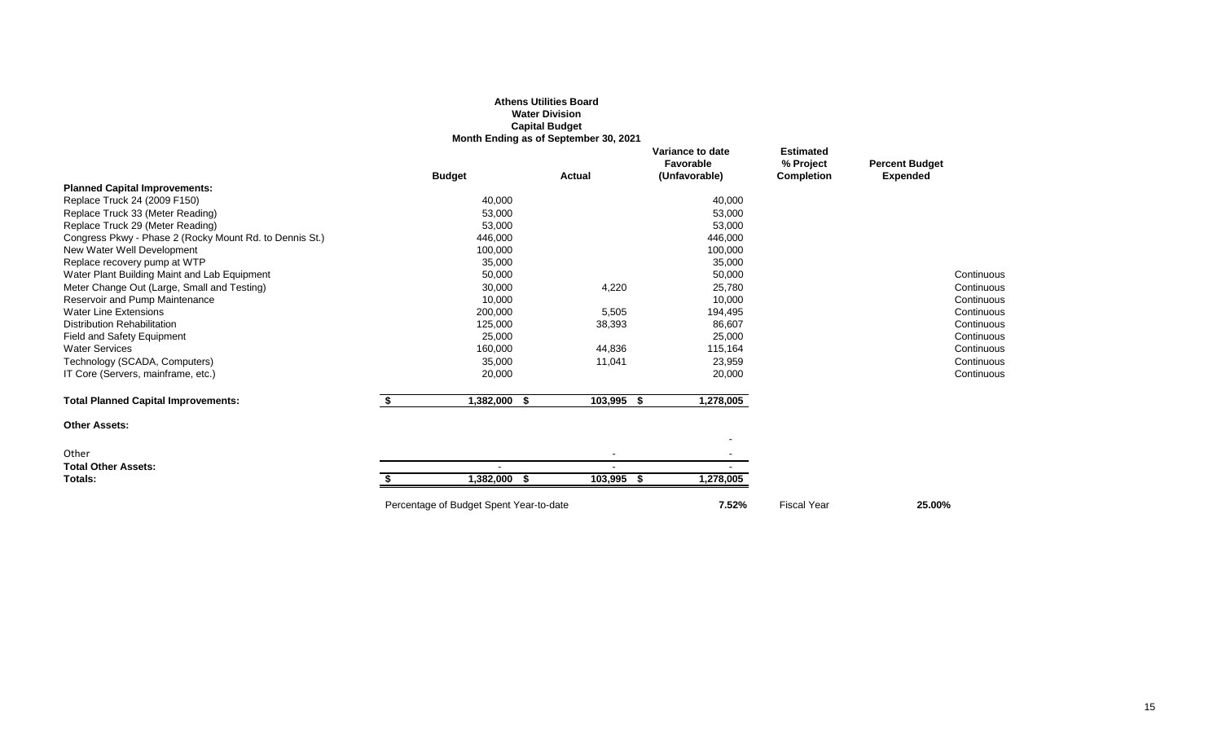**Athens Utilities Board**
**Water Division**
**Capital Budget**
**Month Ending as of September 30, 2021**

| | Budget | Actual | Variance to date Favorable (Unfavorable) | Estimated % Project Completion | Percent Budget Expended | |
|---|---|---|---|---|---|---|
| **Planned Capital Improvements:** | | | | | | |
| Replace Truck 24 (2009 F150) | 40,000 | | 40,000 | | | |
| Replace Truck 33 (Meter Reading) | 53,000 | | 53,000 | | | |
| Replace Truck 29 (Meter Reading) | 53,000 | | 53,000 | | | |
| Congress Pkwy - Phase 2 (Rocky Mount Rd. to Dennis St.) | 446,000 | | 446,000 | | | |
| New Water Well Development | 100,000 | | 100,000 | | | |
| Replace recovery pump at WTP | 35,000 | | 35,000 | | | |
| Water Plant Building Maint and Lab Equipment | 50,000 | | 50,000 | | | Continuous |
| Meter Change Out (Large, Small and Testing) | 30,000 | 4,220 | 25,780 | | | Continuous |
| Reservoir and Pump Maintenance | 10,000 | | 10,000 | | | Continuous |
| Water Line Extensions | 200,000 | 5,505 | 194,495 | | | Continuous |
| Distribution Rehabilitation | 125,000 | 38,393 | 86,607 | | | Continuous |
| Field and Safety Equipment | 25,000 | | 25,000 | | | Continuous |
| Water Services | 160,000 | 44,836 | 115,164 | | | Continuous |
| Technology (SCADA, Computers) | 35,000 | 11,041 | 23,959 | | | Continuous |
| IT Core (Servers, mainframe, etc.) | 20,000 | | 20,000 | | | Continuous |
| **Total Planned Capital Improvements:** | $ 1,382,000 | $ 103,995 | $ 1,278,005 | | | |
| **Other Assets:** | | | | | | |
| | | | - | | | |
| Other | | - | - | | | |
| **Total Other Assets:** | - | - | - | | | |
| **Totals:** | $ 1,382,000 | $ 103,995 | $ 1,278,005 | | | |
| | Percentage of Budget Spent Year-to-date | | 7.52% | Fiscal Year | 25.00% | |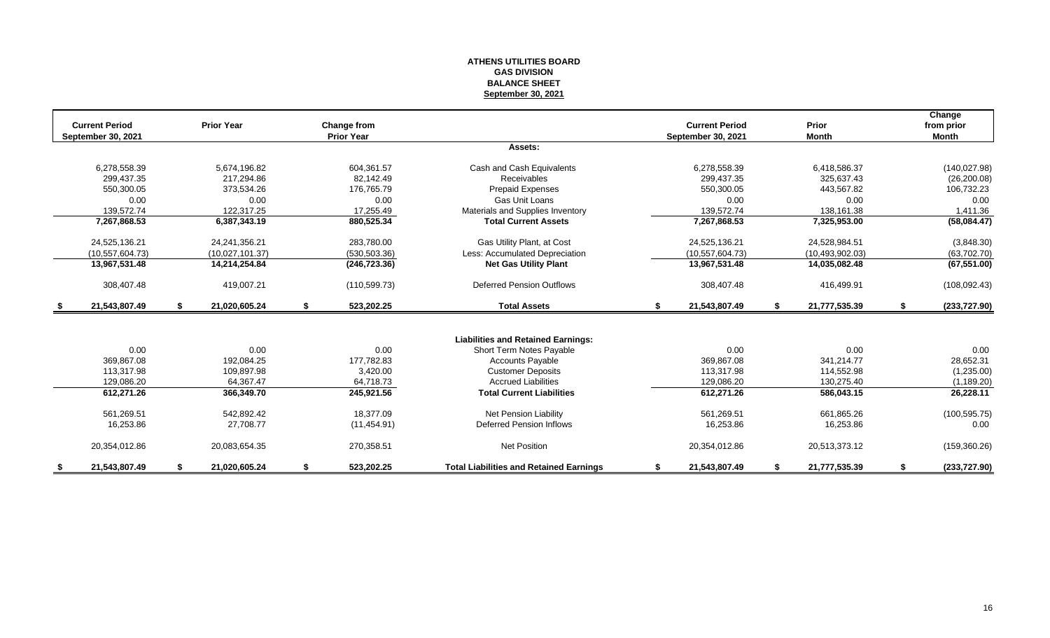# ATHENS UTILITIES BOARD
## GAS DIVISION
## BALANCE SHEET
## September 30, 2021

| Current Period September 30, 2021 | Prior Year | Change from Prior Year | | Current Period September 30, 2021 | Prior Month | Change from prior Month |
|---|---|---|---|---|---|---|
| | | | **Assets:** | | | |
| 6,278,558.39 | 5,674,196.82 | 604,361.57 | Cash and Cash Equivalents | 6,278,558.39 | 6,418,586.37 | (140,027.98) |
| 299,437.35 | 217,294.86 | 82,142.49 | Receivables | 299,437.35 | 325,637.43 | (26,200.08) |
| 550,300.05 | 373,534.26 | 176,765.79 | Prepaid Expenses | 550,300.05 | 443,567.82 | 106,732.23 |
| 0.00 | 0.00 | 0.00 | Gas Unit Loans | 0.00 | 0.00 | 0.00 |
| 139,572.74 | 122,317.25 | 17,255.49 | Materials and Supplies Inventory | 139,572.74 | 138,161.38 | 1,411.36 |
| **7,267,868.53** | **6,387,343.19** | **880,525.34** | **Total Current Assets** | **7,267,868.53** | **7,325,953.00** | **(58,084.47)** |
| 24,525,136.21 | 24,241,356.21 | 283,780.00 | Gas Utility Plant, at Cost | 24,525,136.21 | 24,528,984.51 | (3,848.30) |
| (10,557,604.73) | (10,027,101.37) | (530,503.36) | Less: Accumulated Depreciation | (10,557,604.73) | (10,493,902.03) | (63,702.70) |
| **13,967,531.48** | **14,214,254.84** | **(246,723.36)** | **Net Gas Utility Plant** | **13,967,531.48** | **14,035,082.48** | **(67,551.00)** |
| 308,407.48 | 419,007.21 | (110,599.73) | Deferred Pension Outflows | 308,407.48 | 416,499.91 | (108,092.43) |
| **$ 21,543,807.49** | **$ 21,020,605.24** | **$ 523,202.25** | **Total Assets** | **$ 21,543,807.49** | **$ 21,777,535.39** | **$ (233,727.90)** |
| | | | **Liabilities and Retained Earnings:** | | | |
| 0.00 | 0.00 | 0.00 | Short Term Notes Payable | 0.00 | 0.00 | 0.00 |
| 369,867.08 | 192,084.25 | 177,782.83 | Accounts Payable | 369,867.08 | 341,214.77 | 28,652.31 |
| 113,317.98 | 109,897.98 | 3,420.00 | Customer Deposits | 113,317.98 | 114,552.98 | (1,235.00) |
| 129,086.20 | 64,367.47 | 64,718.73 | Accrued Liabilities | 129,086.20 | 130,275.40 | (1,189.20) |
| **612,271.26** | **366,349.70** | **245,921.56** | **Total Current Liabilities** | **612,271.26** | **586,043.15** | **26,228.11** |
| 561,269.51 | 542,892.42 | 18,377.09 | Net Pension Liability | 561,269.51 | 661,865.26 | (100,595.75) |
| 16,253.86 | 27,708.77 | (11,454.91) | Deferred Pension Inflows | 16,253.86 | 16,253.86 | 0.00 |
| 20,354,012.86 | 20,083,654.35 | 270,358.51 | Net Position | 20,354,012.86 | 20,513,373.12 | (159,360.26) |
| **$ 21,543,807.49** | **$ 21,020,605.24** | **$ 523,202.25** | **Total Liabilities and Retained Earnings** | **$ 21,543,807.49** | **$ 21,777,535.39** | **$ (233,727.90)** |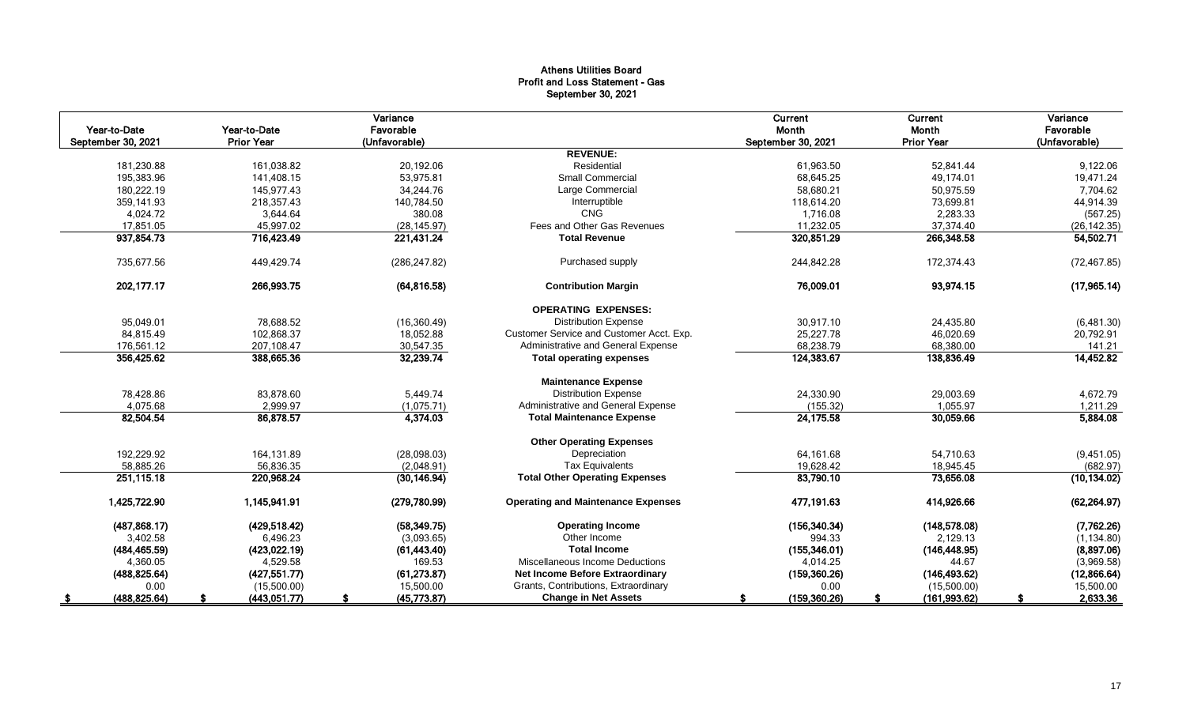**Athens Utilities Board**
**Profit and Loss Statement - Gas**
**September 30, 2021**

| Year-to-Date September 30, 2021 | Year-to-Date Prior Year | Variance Favorable (Unfavorable) | | Current Month September 30, 2021 | Current Month Prior Year | Variance Favorable (Unfavorable) |
|---|---|---|---|---|---|---|
| | | | **REVENUE:** | | | |
| 181,230.88 | 161,038.82 | 20,192.06 | Residential | 61,963.50 | 52,841.44 | 9,122.06 |
| 195,383.96 | 141,408.15 | 53,975.81 | Small Commercial | 68,645.25 | 49,174.01 | 19,471.24 |
| 180,222.19 | 145,977.43 | 34,244.76 | Large Commercial | 58,680.21 | 50,975.59 | 7,704.62 |
| 359,141.93 | 218,357.43 | 140,784.50 | Interruptible | 118,614.20 | 73,699.81 | 44,914.39 |
| 4,024.72 | 3,644.64 | 380.08 | CNG | 1,716.08 | 2,283.33 | (567.25) |
| 17,851.05 | 45,997.02 | (28,145.97) | Fees and Other Gas Revenues | 11,232.05 | 37,374.40 | (26,142.35) |
| **937,854.73** | **716,423.49** | **221,431.24** | **Total Revenue** | **320,851.29** | **266,348.58** | **54,502.71** |
| 735,677.56 | 449,429.74 | (286,247.82) | Purchased supply | 244,842.28 | 172,374.43 | (72,467.85) |
| **202,177.17** | **266,993.75** | **(64,816.58)** | **Contribution Margin** | **76,009.01** | **93,974.15** | **(17,965.14)** |
| | | | **OPERATING EXPENSES:** | | | |
| 95,049.01 | 78,688.52 | (16,360.49) | Distribution Expense | 30,917.10 | 24,435.80 | (6,481.30) |
| 84,815.49 | 102,868.37 | 18,052.88 | Customer Service and Customer Acct. Exp. | 25,227.78 | 46,020.69 | 20,792.91 |
| 176,561.12 | 207,108.47 | 30,547.35 | Administrative and General Expense | 68,238.79 | 68,380.00 | 141.21 |
| **356,425.62** | **388,665.36** | **32,239.74** | **Total operating expenses** | **124,383.67** | **138,836.49** | **14,452.82** |
| | | | **Maintenance Expense** | | | |
| 78,428.86 | 83,878.60 | 5,449.74 | Distribution Expense | 24,330.90 | 29,003.69 | 4,672.79 |
| 4,075.68 | 2,999.97 | (1,075.71) | Administrative and General Expense | (155.32) | 1,055.97 | 1,211.29 |
| **82,504.54** | **86,878.57** | **4,374.03** | **Total Maintenance Expense** | **24,175.58** | **30,059.66** | **5,884.08** |
| | | | **Other Operating Expenses** | | | |
| 192,229.92 | 164,131.89 | (28,098.03) | Depreciation | 64,161.68 | 54,710.63 | (9,451.05) |
| 58,885.26 | 56,836.35 | (2,048.91) | Tax Equivalents | 19,628.42 | 18,945.45 | (682.97) |
| **251,115.18** | **220,968.24** | **(30,146.94)** | **Total Other Operating Expenses** | **83,790.10** | **73,656.08** | **(10,134.02)** |
| **1,425,722.90** | **1,145,941.91** | **(279,780.99)** | **Operating and Maintenance Expenses** | **477,191.63** | **414,926.66** | **(62,264.97)** |
| **(487,868.17)** | **(429,518.42)** | **(58,349.75)** | **Operating Income** | **(156,340.34)** | **(148,578.08)** | **(7,762.26)** |
| 3,402.58 | 6,496.23 | (3,093.65) | Other Income | 994.33 | 2,129.13 | (1,134.80) |
| **(484,465.59)** | **(423,022.19)** | **(61,443.40)** | **Total Income** | **(155,346.01)** | **(146,448.95)** | **(8,897.06)** |
| 4,360.05 | 4,529.58 | 169.53 | Miscellaneous Income Deductions | 4,014.25 | 44.67 | (3,969.58) |
| **(488,825.64)** | **(427,551.77)** | **(61,273.87)** | **Net Income Before Extraordinary** | **(159,360.26)** | **(146,493.62)** | **(12,866.64)** |
| 0.00 | (15,500.00) | 15,500.00 | Grants, Contributions, Extraordinary | 0.00 | (15,500.00) | 15,500.00 |
| **$ (488,825.64)** | **$ (443,051.77)** | **$ (45,773.87)** | **Change in Net Assets** | **$ (159,360.26)** | **$ (161,993.62)** | **$ 2,633.36** |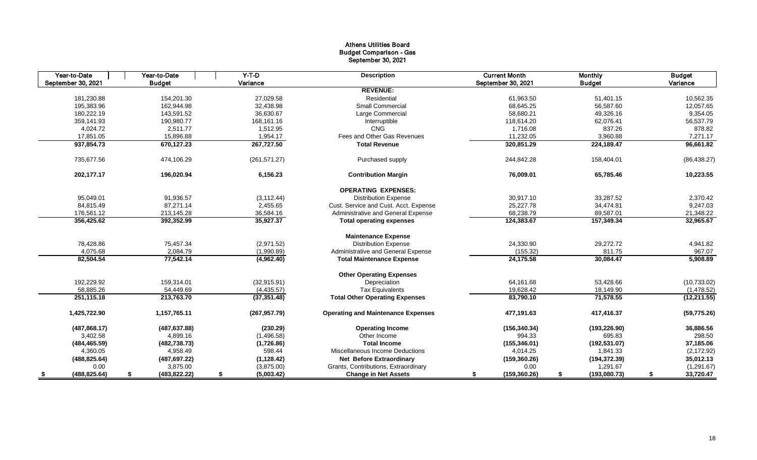# Athens Utilities Board
## Budget Comparison - Gas
### September 30, 2021

| Year-to-Date September 30, 2021 | Year-to-Date Budget | Y-T-D Variance | Description | Current Month September 30, 2021 | Monthly Budget | Budget Variance |
|---|---|---|---|---|---|---|
| | | | **REVENUE:** | | | |
| 181,230.88 | 154,201.30 | 27,029.58 | Residential | 61,963.50 | 51,401.15 | 10,562.35 |
| 195,383.96 | 162,944.98 | 32,438.98 | Small Commercial | 68,645.25 | 56,587.60 | 12,057.65 |
| 180,222.19 | 143,591.52 | 36,630.67 | Large Commercial | 58,680.21 | 49,326.16 | 9,354.05 |
| 359,141.93 | 190,980.77 | 168,161.16 | Interruptible | 118,614.20 | 62,076.41 | 56,537.79 |
| 4,024.72 | 2,511.77 | 1,512.95 | CNG | 1,716.08 | 837.26 | 878.82 |
| 17,851.05 | 15,896.88 | 1,954.17 | Fees and Other Gas Revenues | 11,232.05 | 3,960.88 | 7,271.17 |
| **937,854.73** | **670,127.23** | **267,727.50** | **Total Revenue** | **320,851.29** | **224,189.47** | **96,661.82** |
| 735,677.56 | 474,106.29 | (261,571.27) | Purchased supply | 244,842.28 | 158,404.01 | (86,438.27) |
| **202,177.17** | **196,020.94** | **6,156.23** | **Contribution Margin** | **76,009.01** | **65,785.46** | **10,223.55** |
| | | | **OPERATING EXPENSES:** | | | |
| 95,049.01 | 91,936.57 | (3,112.44) | Distribution Expense | 30,917.10 | 33,287.52 | 2,370.42 |
| 84,815.49 | 87,271.14 | 2,455.65 | Cust. Service and Cust. Acct. Expense | 25,227.78 | 34,474.81 | 9,247.03 |
| 176,561.12 | 213,145.28 | 36,584.16 | Administrative and General Expense | 68,238.79 | 89,587.01 | 21,348.22 |
| **356,425.62** | **392,352.99** | **35,927.37** | **Total operating expenses** | **124,383.67** | **157,349.34** | **32,965.67** |
| | | | **Maintenance Expense** | | | |
| 78,428.86 | 75,457.34 | (2,971.52) | Distribution Expense | 24,330.90 | 29,272.72 | 4,941.82 |
| 4,075.68 | 2,084.79 | (1,990.89) | Administrative and General Expense | (155.32) | 811.75 | 967.07 |
| **82,504.54** | **77,542.14** | **(4,962.40)** | **Total Maintenance Expense** | **24,175.58** | **30,084.47** | **5,908.89** |
| | | | **Other Operating Expenses** | | | |
| 192,229.92 | 159,314.01 | (32,915.91) | Depreciation | 64,161.68 | 53,428.66 | (10,733.02) |
| 58,885.26 | 54,449.69 | (4,435.57) | Tax Equivalents | 19,628.42 | 18,149.90 | (1,478.52) |
| **251,115.18** | **213,763.70** | **(37,351.48)** | **Total Other Operating Expenses** | **83,790.10** | **71,578.55** | **(12,211.55)** |
| **1,425,722.90** | **1,157,765.11** | **(267,957.79)** | **Operating and Maintenance Expenses** | **477,191.63** | **417,416.37** | **(59,775.26)** |
| **(487,868.17)** | **(487,637.88)** | **(230.29)** | **Operating Income** | **(156,340.34)** | **(193,226.90)** | **36,886.56** |
| 3,402.58 | 4,899.16 | (1,496.58) | Other Income | 994.33 | 695.83 | 298.50 |
| **(484,465.59)** | **(482,738.73)** | **(1,726.86)** | **Total Income** | **(155,346.01)** | **(192,531.07)** | **37,185.06** |
| 4,360.05 | 4,958.49 | 598.44 | Miscellaneous Income Deductions | 4,014.25 | 1,841.33 | (2,172.92) |
| **(488,825.64)** | **(487,697.22)** | **(1,128.42)** | **Net Before Extraordinary** | **(159,360.26)** | **(194,372.39)** | **35,012.13** |
| 0.00 | 3,875.00 | (3,875.00) | Grants, Contributions, Extraordinary | 0.00 | 1,291.67 | (1,291.67) |
| **$ (488,825.64)** | **$ (483,822.22)** | **$ (5,003.42)** | **Change in Net Assets** | **$ (159,360.26)** | **$ (193,080.73)** | **$ 33,720.47** |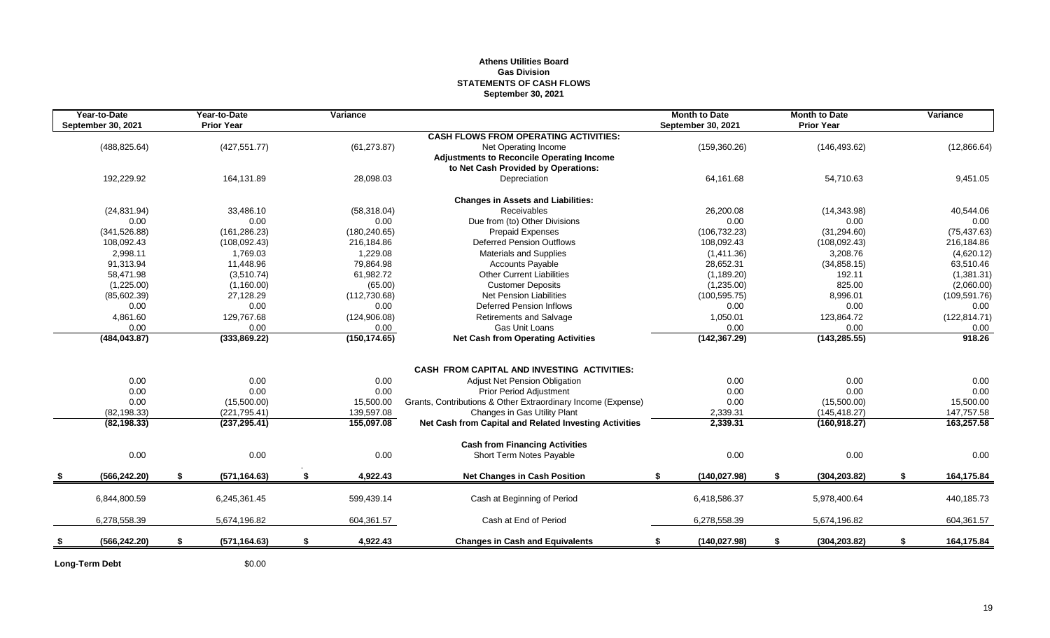# Athens Utilities Board
## Gas Division
## STATEMENTS OF CASH FLOWS
### September 30, 2021

| Year-to-Date September 30, 2021 | Year-to-Date Prior Year | Variance | | Month to Date September 30, 2021 | Month to Date Prior Year | Variance |
|---|---|---|---|---|---|---|
| | | | **CASH FLOWS FROM OPERATING ACTIVITIES:** | | | |
| (488,825.64) | (427,551.77) | (61,273.87) | Net Operating Income | (159,360.26) | (146,493.62) | (12,866.64) |
| | | | **Adjustments to Reconcile Operating Income** | | | |
| | | | **to Net Cash Provided by Operations:** | | | |
| 192,229.92 | 164,131.89 | 28,098.03 | Depreciation | 64,161.68 | 54,710.63 | 9,451.05 |
| | | | **Changes in Assets and Liabilities:** | | | |
| (24,831.94) | 33,486.10 | (58,318.04) | Receivables | 26,200.08 | (14,343.98) | 40,544.06 |
| 0.00 | 0.00 | 0.00 | Due from (to) Other Divisions | 0.00 | 0.00 | 0.00 |
| (341,526.88) | (161,286.23) | (180,240.65) | Prepaid Expenses | (106,732.23) | (31,294.60) | (75,437.63) |
| 108,092.43 | (108,092.43) | 216,184.86 | Deferred Pension Outflows | 108,092.43 | (108,092.43) | 216,184.86 |
| 2,998.11 | 1,769.03 | 1,229.08 | Materials and Supplies | (1,411.36) | 3,208.76 | (4,620.12) |
| 91,313.94 | 11,448.96 | 79,864.98 | Accounts Payable | 28,652.31 | (34,858.15) | 63,510.46 |
| 58,471.98 | (3,510.74) | 61,982.72 | Other Current Liabilities | (1,189.20) | 192.11 | (1,381.31) |
| (1,225.00) | (1,160.00) | (65.00) | Customer Deposits | (1,235.00) | 825.00 | (2,060.00) |
| (85,602.39) | 27,128.29 | (112,730.68) | Net Pension Liabilities | (100,595.75) | 8,996.01 | (109,591.76) |
| 0.00 | 0.00 | 0.00 | Deferred Pension Inflows | 0.00 | 0.00 | 0.00 |
| 4,861.60 | 129,767.68 | (124,906.08) | Retirements and Salvage | 1,050.01 | 123,864.72 | (122,814.71) |
| 0.00 | 0.00 | 0.00 | Gas Unit Loans | 0.00 | 0.00 | 0.00 |
| **(484,043.87)** | **(333,869.22)** | **(150,174.65)** | **Net Cash from Operating Activities** | **(142,367.29)** | **(143,285.55)** | **918.26** |
| | | | **CASH FROM CAPITAL AND INVESTING ACTIVITIES:** | | | |
| 0.00 | 0.00 | 0.00 | Adjust Net Pension Obligation | 0.00 | 0.00 | 0.00 |
| 0.00 | 0.00 | 0.00 | Prior Period Adjustment | 0.00 | 0.00 | 0.00 |
| 0.00 | (15,500.00) | 15,500.00 | Grants, Contributions & Other Extraordinary Income (Expense) | 0.00 | (15,500.00) | 15,500.00 |
| (82,198.33) | (221,795.41) | 139,597.08 | Changes in Gas Utility Plant | 2,339.31 | (145,418.27) | 147,757.58 |
| **(82,198.33)** | **(237,295.41)** | **155,097.08** | **Net Cash from Capital and Related Investing Activities** | **2,339.31** | **(160,918.27)** | **163,257.58** |
| | | | **Cash from Financing Activities** | | | |
| 0.00 | 0.00 | 0.00 | Short Term Notes Payable | 0.00 | 0.00 | 0.00 |
| **$ (566,242.20)** | **$ (571,164.63)** | **$ 4,922.43** | **Net Changes in Cash Position** | **$ (140,027.98)** | **$ (304,203.82)** | **$ 164,175.84** |
| 6,844,800.59 | 6,245,361.45 | 599,439.14 | Cash at Beginning of Period | 6,418,586.37 | 5,978,400.64 | 440,185.73 |
| 6,278,558.39 | 5,674,196.82 | 604,361.57 | Cash at End of Period | 6,278,558.39 | 5,674,196.82 | 604,361.57 |
| **$ (566,242.20)** | **$ (571,164.63)** | **$ 4,922.43** | **Changes in Cash and Equivalents** | **$ (140,027.98)** | **$ (304,203.82)** | **$ 164,175.84** |

**Long-Term Debt** $0.00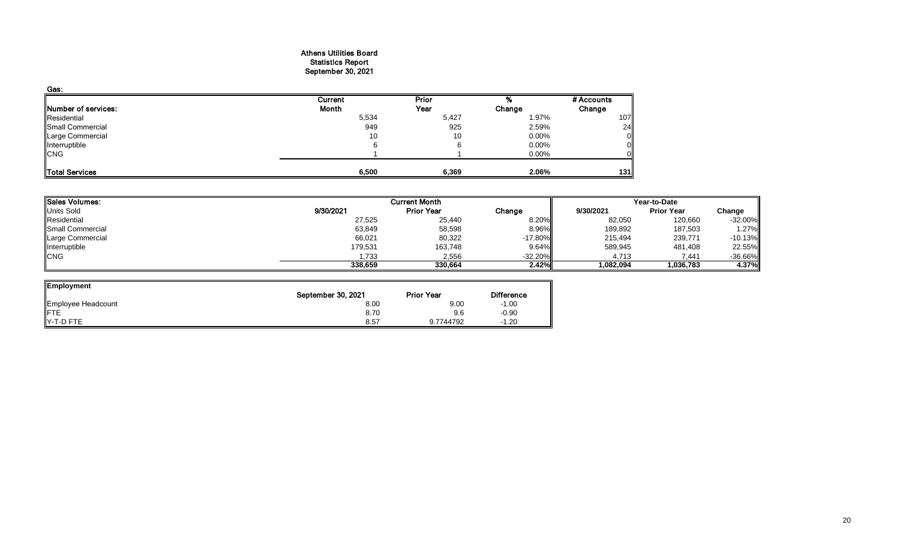# Athens Utilities Board
## Statistics Report
## September 30, 2021

**Gas:**

| Number of services: | Current Month | Prior Year | % Change | # Accounts Change |
|---|---|---|---|---|
| Residential | 5,534 | 5,427 | 1.97% | 107 |
| Small Commercial | 949 | 925 | 2.59% | 24 |
| Large Commercial | 10 | 10 | 0.00% | 0 |
| Interruptible | 6 | 6 | 0.00% | 0 |
| CNG | 1 | 1 | 0.00% | 0 |
| **Total Services** | **6,500** | **6,369** | **2.06%** | **131** |

| Sales Volumes: | Current Month | | | Year-to-Date | | |
|---|---|---|---|---|---|---|
| Units Sold | 9/30/2021 | Prior Year | Change | 9/30/2021 | Prior Year | Change |
| Residential | 27,525 | 25,440 | 8.20% | 82,050 | 120,660 | -32.00% |
| Small Commercial | 63,849 | 58,598 | 8.96% | 189,892 | 187,503 | 1.27% |
| Large Commercial | 66,021 | 80,322 | -17.80% | 215,494 | 239,771 | -10.13% |
| Interruptible | 179,531 | 163,748 | 9.64% | 589,945 | 481,408 | 22.55% |
| CNG | 1,733 | 2,556 | -32.20% | 4,713 | 7,441 | -36.66% |
| | **338,659** | **330,664** | **2.42%** | **1,082,094** | **1,036,783** | **4.37%** |

| Employment | September 30, 2021 | Prior Year | Difference |
|---|---|---|---|
| Employee Headcount | 8.00 | 9.00 | -1.00 |
| FTE | 8.70 | 9.6 | -0.90 |
| Y-T-D FTE | 8.57 | 9.7744792 | -1.20 |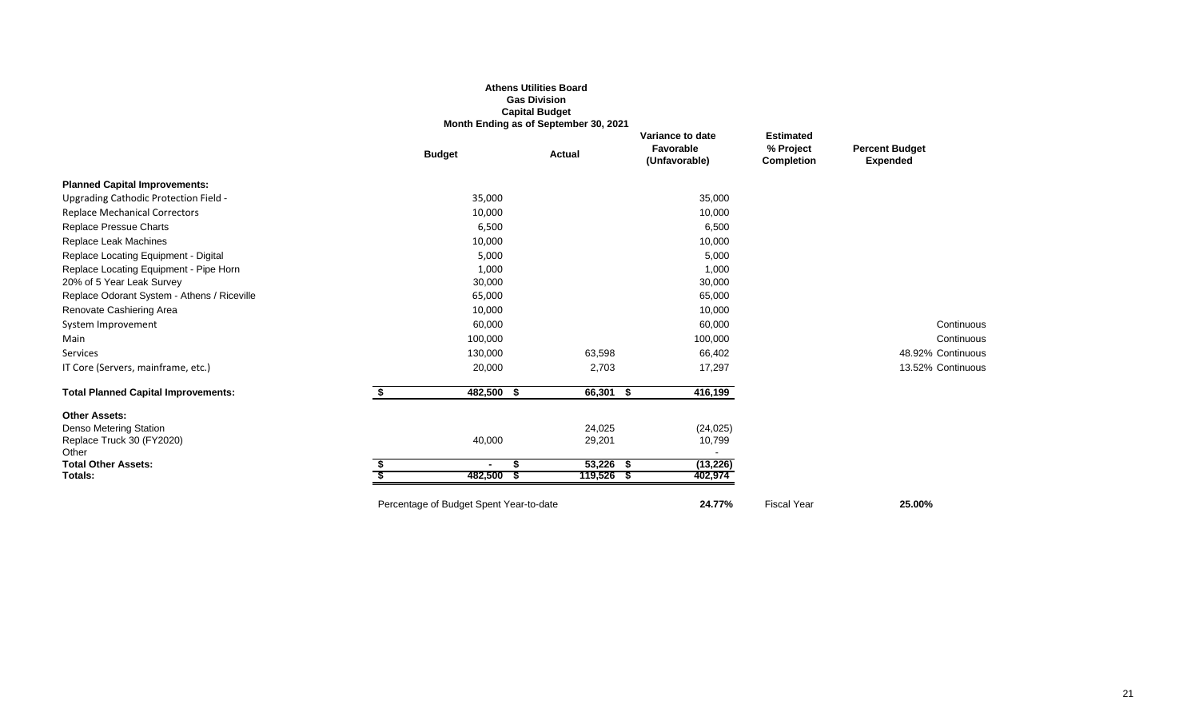**Athens Utilities Board**
**Gas Division**
**Capital Budget**
**Month Ending as of September 30, 2021**

| | Budget | Actual | Variance to date Favorable (Unfavorable) | Estimated % Project Completion | Percent Budget Expended |
|---|---|---|---|---|---|
| **Planned Capital Improvements:** | | | | | |
| Upgrading Cathodic Protection Field - | 35,000 | | 35,000 | | |
| Replace Mechanical Correctors | 10,000 | | 10,000 | | |
| Replace Pressue Charts | 6,500 | | 6,500 | | |
| Replace Leak Machines | 10,000 | | 10,000 | | |
| Replace Locating Equipment - Digital | 5,000 | | 5,000 | | |
| Replace Locating Equipment - Pipe Horn | 1,000 | | 1,000 | | |
| 20% of 5 Year Leak Survey | 30,000 | | 30,000 | | |
| Replace Odorant System - Athens / Riceville | 65,000 | | 65,000 | | |
| Renovate Cashiering Area | 10,000 | | 10,000 | | |
| System Improvement | 60,000 | | 60,000 | | Continuous |
| Main | 100,000 | | 100,000 | | Continuous |
| Services | 130,000 | 63,598 | 66,402 | | 48.92% Continuous |
| IT Core (Servers, mainframe, etc.) | 20,000 | 2,703 | 17,297 | | 13.52% Continuous |
| **Total Planned Capital Improvements:** | **$ 482,500** | **$ 66,301** | **$ 416,199** | | |
| **Other Assets:** | | | | | |
| Denso Metering Station | | 24,025 | (24,025) | | |
| Replace Truck 30 (FY2020) | 40,000 | 29,201 | 10,799 | | |
| Other | | | - | | |
| **Total Other Assets:** | **$ -** | **$ 53,226** | **$ (13,226)** | | |
| **Totals:** | **$ 482,500** | **$ 119,526** | **$ 402,974** | | |
| Percentage of Budget Spent Year-to-date | | | **24.77%** | Fiscal Year | **25.00%** |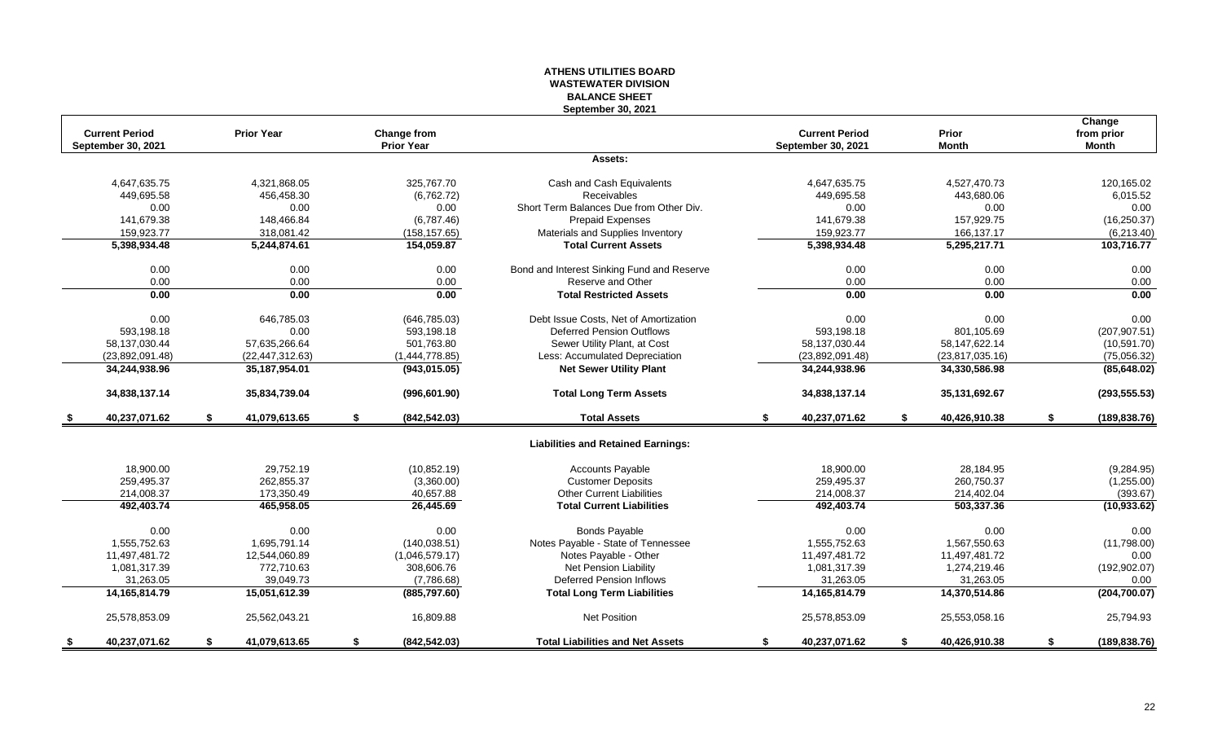# ATHENS UTILITIES BOARD
## WASTEWATER DIVISION
## BALANCE SHEET
### September 30, 2021

| Current Period September 30, 2021 | Prior Year | Change from Prior Year | | Current Period September 30, 2021 | Prior Month | Change from prior Month |
|---|---|---|---|---|---|---|
| | | | **Assets:** | | | |
| 4,647,635.75 | 4,321,868.05 | 325,767.70 | Cash and Cash Equivalents | 4,647,635.75 | 4,527,470.73 | 120,165.02 |
| 449,695.58 | 456,458.30 | (6,762.72) | Receivables | 449,695.58 | 443,680.06 | 6,015.52 |
| 0.00 | 0.00 | 0.00 | Short Term Balances Due from Other Div. | 0.00 | 0.00 | 0.00 |
| 141,679.38 | 148,466.84 | (6,787.46) | Prepaid Expenses | 141,679.38 | 157,929.75 | (16,250.37) |
| 159,923.77 | 318,081.42 | (158,157.65) | Materials and Supplies Inventory | 159,923.77 | 166,137.17 | (6,213.40) |
| **5,398,934.48** | **5,244,874.61** | **154,059.87** | **Total Current Assets** | **5,398,934.48** | **5,295,217.71** | **103,716.77** |
| 0.00 | 0.00 | 0.00 | Bond and Interest Sinking Fund and Reserve | 0.00 | 0.00 | 0.00 |
| 0.00 | 0.00 | 0.00 | Reserve and Other | 0.00 | 0.00 | 0.00 |
| **0.00** | **0.00** | **0.00** | **Total Restricted Assets** | **0.00** | **0.00** | **0.00** |
| 0.00 | 646,785.03 | (646,785.03) | Debt Issue Costs, Net of Amortization | 0.00 | 0.00 | 0.00 |
| 593,198.18 | 0.00 | 593,198.18 | Deferred Pension Outflows | 593,198.18 | 801,105.69 | (207,907.51) |
| 58,137,030.44 | 57,635,266.64 | 501,763.80 | Sewer Utility Plant, at Cost | 58,137,030.44 | 58,147,622.14 | (10,591.70) |
| (23,892,091.48) | (22,447,312.63) | (1,444,778.85) | Less: Accumulated Depreciation | (23,892,091.48) | (23,817,035.16) | (75,056.32) |
| **34,244,938.96** | **35,187,954.01** | **(943,015.05)** | **Net Sewer Utility Plant** | **34,244,938.96** | **34,330,586.98** | **(85,648.02)** |
| **34,838,137.14** | **35,834,739.04** | **(996,601.90)** | **Total Long Term Assets** | **34,838,137.14** | **35,131,692.67** | **(293,555.53)** |
| **$ 40,237,071.62** | **$ 41,079,613.65** | **$ (842,542.03)** | **Total Assets** | **$ 40,237,071.62** | **$ 40,426,910.38** | **$ (189,838.76)** |
| | | | **Liabilities and Retained Earnings:** | | | |
| 18,900.00 | 29,752.19 | (10,852.19) | Accounts Payable | 18,900.00 | 28,184.95 | (9,284.95) |
| 259,495.37 | 262,855.37 | (3,360.00) | Customer Deposits | 259,495.37 | 260,750.37 | (1,255.00) |
| 214,008.37 | 173,350.49 | 40,657.88 | Other Current Liabilities | 214,008.37 | 214,402.04 | (393.67) |
| **492,403.74** | **465,958.05** | **26,445.69** | **Total Current Liabilities** | **492,403.74** | **503,337.36** | **(10,933.62)** |
| 0.00 | 0.00 | 0.00 | Bonds Payable | 0.00 | 0.00 | 0.00 |
| 1,555,752.63 | 1,695,791.14 | (140,038.51) | Notes Payable - State of Tennessee | 1,555,752.63 | 1,567,550.63 | (11,798.00) |
| 11,497,481.72 | 12,544,060.89 | (1,046,579.17) | Notes Payable - Other | 11,497,481.72 | 11,497,481.72 | 0.00 |
| 1,081,317.39 | 772,710.63 | 308,606.76 | Net Pension Liability | 1,081,317.39 | 1,274,219.46 | (192,902.07) |
| 31,263.05 | 39,049.73 | (7,786.68) | Deferred Pension Inflows | 31,263.05 | 31,263.05 | 0.00 |
| **14,165,814.79** | **15,051,612.39** | **(885,797.60)** | **Total Long Term Liabilities** | **14,165,814.79** | **14,370,514.86** | **(204,700.07)** |
| 25,578,853.09 | 25,562,043.21 | 16,809.88 | Net Position | 25,578,853.09 | 25,553,058.16 | 25,794.93 |
| **$ 40,237,071.62** | **$ 41,079,613.65** | **$ (842,542.03)** | **Total Liabilities and Net Assets** | **$ 40,237,071.62** | **$ 40,426,910.38** | **$ (189,838.76)** |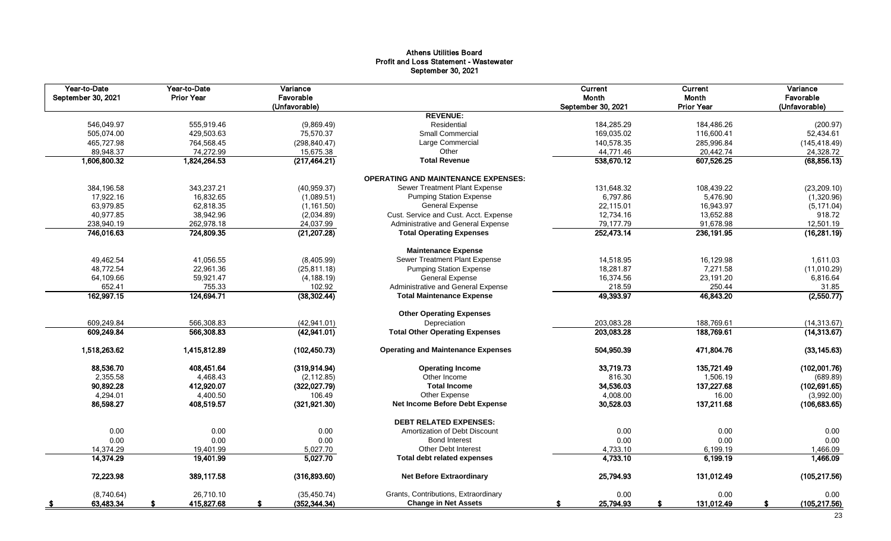# Athens Utilities Board
## Profit and Loss Statement - Wastewater
### September 30, 2021

| Year-to-Date September 30, 2021 | Year-to-Date Prior Year | Variance Favorable (Unfavorable) | | Current Month September 30, 2021 | Current Month Prior Year | Variance Favorable (Unfavorable) |
|---|---|---|---|---|---|---|
| | | | **REVENUE:** | | | |
| 546,049.97 | 555,919.46 | (9,869.49) | Residential | 184,285.29 | 184,486.26 | (200.97) |
| 505,074.00 | 429,503.63 | 75,570.37 | Small Commercial | 169,035.02 | 116,600.41 | 52,434.61 |
| 465,727.98 | 764,568.45 | (298,840.47) | Large Commercial | 140,578.35 | 285,996.84 | (145,418.49) |
| 89,948.37 | 74,272.99 | 15,675.38 | Other | 44,771.46 | 20,442.74 | 24,328.72 |
| **1,606,800.32** | **1,824,264.53** | **(217,464.21)** | **Total Revenue** | **538,670.12** | **607,526.25** | **(68,856.13)** |
| | | | **OPERATING AND MAINTENANCE EXPENSES:** | | | |
| 384,196.58 | 343,237.21 | (40,959.37) | Sewer Treatment Plant Expense | 131,648.32 | 108,439.22 | (23,209.10) |
| 17,922.16 | 16,832.65 | (1,089.51) | Pumping Station Expense | 6,797.86 | 5,476.90 | (1,320.96) |
| 63,979.85 | 62,818.35 | (1,161.50) | General Expense | 22,115.01 | 16,943.97 | (5,171.04) |
| 40,977.85 | 38,942.96 | (2,034.89) | Cust. Service and Cust. Acct. Expense | 12,734.16 | 13,652.88 | 918.72 |
| 238,940.19 | 262,978.18 | 24,037.99 | Administrative and General Expense | 79,177.79 | 91,678.98 | 12,501.19 |
| **746,016.63** | **724,809.35** | **(21,207.28)** | **Total Operating Expenses** | **252,473.14** | **236,191.95** | **(16,281.19)** |
| | | | **Maintenance Expense** | | | |
| 49,462.54 | 41,056.55 | (8,405.99) | Sewer Treatment Plant Expense | 14,518.95 | 16,129.98 | 1,611.03 |
| 48,772.54 | 22,961.36 | (25,811.18) | Pumping Station Expense | 18,281.87 | 7,271.58 | (11,010.29) |
| 64,109.66 | 59,921.47 | (4,188.19) | General Expense | 16,374.56 | 23,191.20 | 6,816.64 |
| 652.41 | 755.33 | 102.92 | Administrative and General Expense | 218.59 | 250.44 | 31.85 |
| **162,997.15** | **124,694.71** | **(38,302.44)** | **Total Maintenance Expense** | **49,393.97** | **46,843.20** | **(2,550.77)** |
| | | | **Other Operating Expenses** | | | |
| 609,249.84 | 566,308.83 | (42,941.01) | Depreciation | 203,083.28 | 188,769.61 | (14,313.67) |
| **609,249.84** | **566,308.83** | **(42,941.01)** | **Total Other Operating Expenses** | **203,083.28** | **188,769.61** | **(14,313.67)** |
| **1,518,263.62** | **1,415,812.89** | **(102,450.73)** | **Operating and Maintenance Expenses** | **504,950.39** | **471,804.76** | **(33,145.63)** |
| **88,536.70** | **408,451.64** | **(319,914.94)** | **Operating Income** | **33,719.73** | **135,721.49** | **(102,001.76)** |
| 2,355.58 | 4,468.43 | (2,112.85) | Other Income | 816.30 | 1,506.19 | (689.89) |
| **90,892.28** | **412,920.07** | **(322,027.79)** | **Total Income** | **34,536.03** | **137,227.68** | **(102,691.65)** |
| 4,294.01 | 4,400.50 | 106.49 | Other Expense | 4,008.00 | 16.00 | (3,992.00) |
| **86,598.27** | **408,519.57** | **(321,921.30)** | **Net Income Before Debt Expense** | **30,528.03** | **137,211.68** | **(106,683.65)** |
| | | | **DEBT RELATED EXPENSES:** | | | |
| 0.00 | 0.00 | 0.00 | Amortization of Debt Discount | 0.00 | 0.00 | 0.00 |
| 0.00 | 0.00 | 0.00 | Bond Interest | 0.00 | 0.00 | 0.00 |
| 14,374.29 | 19,401.99 | 5,027.70 | Other Debt Interest | 4,733.10 | 6,199.19 | 1,466.09 |
| **14,374.29** | **19,401.99** | **5,027.70** | **Total debt related expenses** | **4,733.10** | **6,199.19** | **1,466.09** |
| **72,223.98** | **389,117.58** | **(316,893.60)** | **Net Before Extraordinary** | **25,794.93** | **131,012.49** | **(105,217.56)** |
| (8,740.64) | 26,710.10 | (35,450.74) | Grants, Contributions, Extraordinary | 0.00 | 0.00 | 0.00 |
| **$ 63,483.34** | **$ 415,827.68** | **$ (352,344.34)** | **Change in Net Assets** | **$ 25,794.93** | **$ 131,012.49** | **$ (105,217.56)** |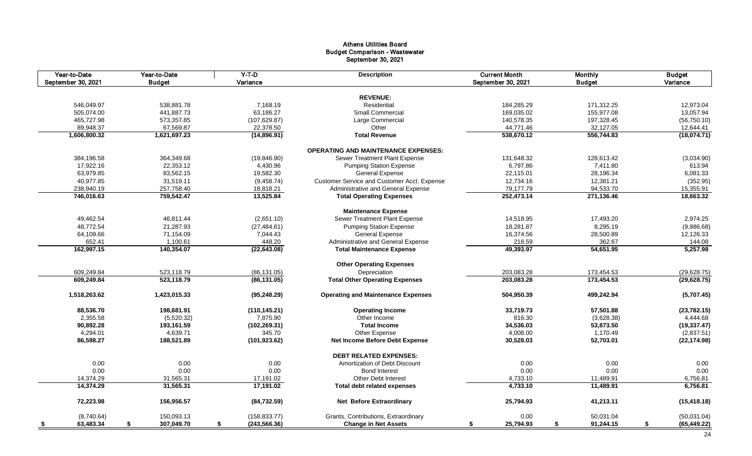# Athens Utilities Board
## Budget Comparison - Wastewater
### September 30, 2021

| Year-to-Date September 30, 2021 | Year-to-Date Budget | Y-T-D Variance | Description | Current Month September 30, 2021 | Monthly Budget | Budget Variance |
|---|---|---|---|---|---|---|
| | | | **REVENUE:** | | | |
| 546,049.97 | 538,881.78 | 7,168.19 | Residential | 184,285.29 | 171,312.25 | 12,973.04 |
| 505,074.00 | 441,887.73 | 63,186.27 | Small Commercial | 169,035.02 | 155,977.08 | 13,057.94 |
| 465,727.98 | 573,357.85 | (107,629.87) | Large Commercial | 140,578.35 | 197,328.45 | (56,750.10) |
| 89,948.37 | 67,569.87 | 22,378.50 | Other | 44,771.46 | 32,127.05 | 12,644.41 |
| **1,606,800.32** | **1,621,697.23** | **(14,896.91)** | **Total Revenue** | **538,670.12** | **556,744.83** | **(18,074.71)** |
| | | | **OPERATING AND MAINTENANCE EXPENSES:** | | | |
| 384,196.58 | 364,349.68 | (19,846.90) | Sewer Treatment Plant Expense | 131,648.32 | 128,613.42 | (3,034.90) |
| 17,922.16 | 22,353.12 | 4,430.96 | Pumping Station Expense | 6,797.86 | 7,411.80 | 613.94 |
| 63,979.85 | 83,562.15 | 19,582.30 | General Expense | 22,115.01 | 28,196.34 | 6,081.33 |
| 40,977.85 | 31,519.11 | (9,458.74) | Customer Service and Customer Acct. Expense | 12,734.16 | 12,381.21 | (352.95) |
| 238,940.19 | 257,758.40 | 18,818.21 | Administrative and General Expense | 79,177.79 | 94,533.70 | 15,355.91 |
| **746,016.63** | **759,542.47** | **13,525.84** | **Total Operating Expenses** | **252,473.14** | **271,136.46** | **18,663.32** |
| | | | **Maintenance Expense** | | | |
| 49,462.54 | 46,811.44 | (2,651.10) | Sewer Treatment Plant Expense | 14,518.95 | 17,493.20 | 2,974.25 |
| 48,772.54 | 21,287.93 | (27,484.61) | Pumping Station Expense | 18,281.87 | 8,295.19 | (9,986.68) |
| 64,109.66 | 71,154.09 | 7,044.43 | General Expense | 16,374.56 | 28,500.89 | 12,126.33 |
| 652.41 | 1,100.61 | 448.20 | Administrative and General Expense | 218.59 | 362.67 | 144.08 |
| **162,997.15** | **140,354.07** | **(22,643.08)** | **Total Maintenance Expense** | **49,393.97** | **54,651.95** | **5,257.98** |
| | | | **Other Operating Expenses** | | | |
| 609,249.84 | 523,118.79 | (86,131.05) | Depreciation | 203,083.28 | 173,454.53 | (29,628.75) |
| **609,249.84** | **523,118.79** | **(86,131.05)** | **Total Other Operating Expenses** | **203,083.28** | **173,454.53** | **(29,628.75)** |
| **1,518,263.62** | **1,423,015.33** | **(95,248.29)** | **Operating and Maintenance Expenses** | **504,950.39** | **499,242.94** | **(5,707.45)** |
| **88,536.70** | **198,681.91** | **(110,145.21)** | **Operating Income** | **33,719.73** | **57,501.88** | **(23,782.15)** |
| 2,355.58 | (5,520.32) | 7,875.90 | Other Income | 816.30 | (3,628.38) | 4,444.68 |
| **90,892.28** | **193,161.59** | **(102,269.31)** | **Total Income** | **34,536.03** | **53,873.50** | **(19,337.47)** |
| 4,294.01 | 4,639.71 | 345.70 | Other Expense | 4,008.00 | 1,170.49 | (2,837.51) |
| **86,598.27** | **188,521.89** | **(101,923.62)** | **Net Income Before Debt Expense** | **30,528.03** | **52,703.01** | **(22,174.98)** |
| | | | **DEBT RELATED EXPENSES:** | | | |
| 0.00 | 0.00 | 0.00 | Amortization of Debt Discount | 0.00 | 0.00 | 0.00 |
| 0.00 | 0.00 | 0.00 | Bond Interest | 0.00 | 0.00 | 0.00 |
| 14,374.29 | 31,565.31 | 17,191.02 | Other Debt Interest | 4,733.10 | 11,489.91 | 6,756.81 |
| **14,374.29** | **31,565.31** | **17,191.02** | **Total debt related expenses** | **4,733.10** | **11,489.91** | **6,756.81** |
| **72,223.98** | **156,956.57** | **(84,732.59)** | **Net Before Extraordinary** | **25,794.93** | **41,213.11** | **(15,418.18)** |
| (8,740.64) | 150,093.13 | (158,833.77) | Grants, Contributions, Extraordinary | 0.00 | 50,031.04 | (50,031.04) |
| **$ 63,483.34** | **$ 307,049.70** | **$ (243,566.36)** | **Change in Net Assets** | **$ 25,794.93** | **$ 91,244.15** | **$ (65,449.22)** |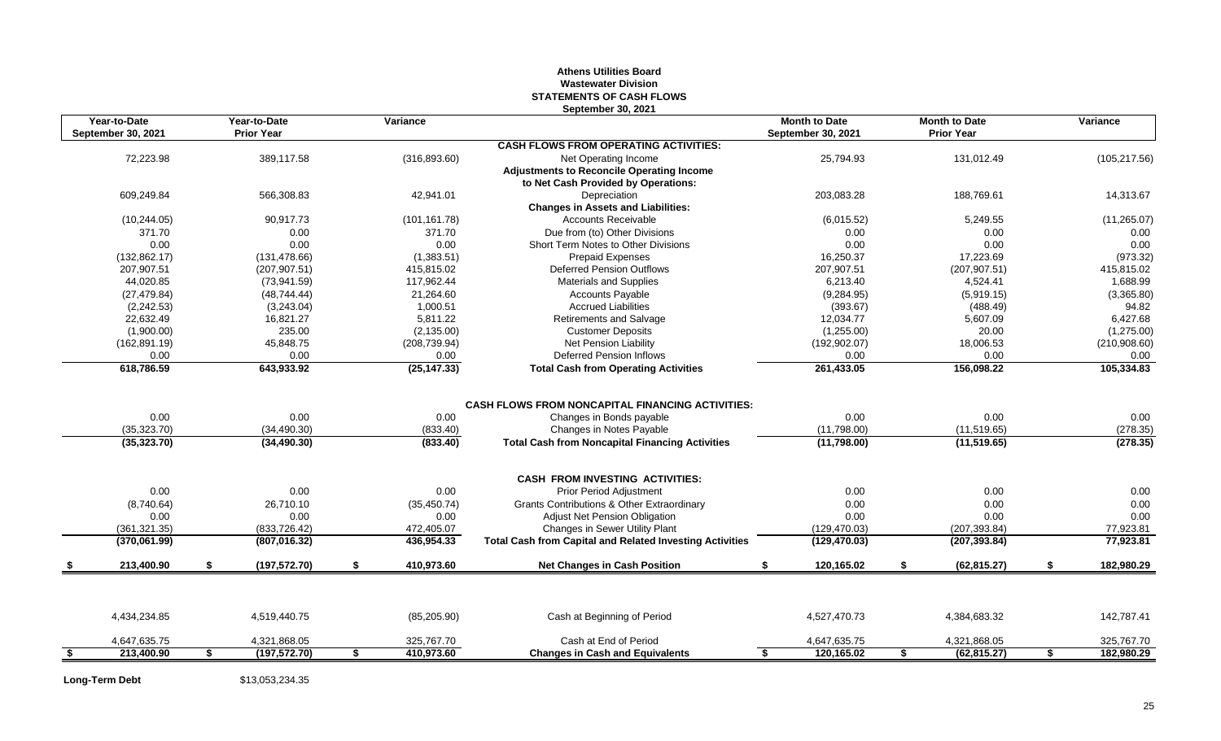**Athens Utilities Board**
**Wastewater Division**
**STATEMENTS OF CASH FLOWS**
**September 30, 2021**

| Year-to-Date September 30, 2021 | Year-to-Date Prior Year | Variance | | Month to Date September 30, 2021 | Month to Date Prior Year | Variance |
|---|---|---|---|---|---|---|
| | | | **CASH FLOWS FROM OPERATING ACTIVITIES:** | | | |
| 72,223.98 | 389,117.58 | (316,893.60) | Net Operating Income | 25,794.93 | 131,012.49 | (105,217.56) |
| | | | **Adjustments to Reconcile Operating Income to Net Cash Provided by Operations:** | | | |
| 609,249.84 | 566,308.83 | 42,941.01 | Depreciation | 203,083.28 | 188,769.61 | 14,313.67 |
| | | | **Changes in Assets and Liabilities:** | | | |
| (10,244.05) | 90,917.73 | (101,161.78) | Accounts Receivable | (6,015.52) | 5,249.55 | (11,265.07) |
| 371.70 | 0.00 | 371.70 | Due from (to) Other Divisions | 0.00 | 0.00 | 0.00 |
| 0.00 | 0.00 | 0.00 | Short Term Notes to Other Divisions | 0.00 | 0.00 | 0.00 |
| (132,862.17) | (131,478.66) | (1,383.51) | Prepaid Expenses | 16,250.37 | 17,223.69 | (973.32) |
| 207,907.51 | (207,907.51) | 415,815.02 | Deferred Pension Outflows | 207,907.51 | (207,907.51) | 415,815.02 |
| 44,020.85 | (73,941.59) | 117,962.44 | Materials and Supplies | 6,213.40 | 4,524.41 | 1,688.99 |
| (27,479.84) | (48,744.44) | 21,264.60 | Accounts Payable | (9,284.95) | (5,919.15) | (3,365.80) |
| (2,242.53) | (3,243.04) | 1,000.51 | Accrued Liabilities | (393.67) | (488.49) | 94.82 |
| 22,632.49 | 16,821.27 | 5,811.22 | Retirements and Salvage | 12,034.77 | 5,607.09 | 6,427.68 |
| (1,900.00) | 235.00 | (2,135.00) | Customer Deposits | (1,255.00) | 20.00 | (1,275.00) |
| (162,891.19) | 45,848.75 | (208,739.94) | Net Pension Liability | (192,902.07) | 18,006.53 | (210,908.60) |
| 0.00 | 0.00 | 0.00 | Deferred Pension Inflows | 0.00 | 0.00 | 0.00 |
| **618,786.59** | **643,933.92** | **(25,147.33)** | **Total Cash from Operating Activities** | **261,433.05** | **156,098.22** | **105,334.83** |
| | | | **CASH FLOWS FROM NONCAPITAL FINANCING ACTIVITIES:** | | | |
| 0.00 | 0.00 | 0.00 | Changes in Bonds payable | 0.00 | 0.00 | 0.00 |
| (35,323.70) | (34,490.30) | (833.40) | Changes in Notes Payable | (11,798.00) | (11,519.65) | (278.35) |
| **(35,323.70)** | **(34,490.30)** | **(833.40)** | **Total Cash from Noncapital Financing Activities** | **(11,798.00)** | **(11,519.65)** | **(278.35)** |
| | | | **CASH FROM INVESTING ACTIVITIES:** | | | |
| 0.00 | 0.00 | 0.00 | Prior Period Adjustment | 0.00 | 0.00 | 0.00 |
| (8,740.64) | 26,710.10 | (35,450.74) | Grants Contributions & Other Extraordinary | 0.00 | 0.00 | 0.00 |
| 0.00 | 0.00 | 0.00 | Adjust Net Pension Obligation | 0.00 | 0.00 | 0.00 |
| (361,321.35) | (833,726.42) | 472,405.07 | Changes in Sewer Utility Plant | (129,470.03) | (207,393.84) | 77,923.81 |
| **(370,061.99)** | **(807,016.32)** | **436,954.33** | **Total Cash from Capital and Related Investing Activities** | **(129,470.03)** | **(207,393.84)** | **77,923.81** |
| **$ 213,400.90** | **$ (197,572.70)** | **$ 410,973.60** | **Net Changes in Cash Position** | **$ 120,165.02** | **$ (62,815.27)** | **$ 182,980.29** |
| 4,434,234.85 | 4,519,440.75 | (85,205.90) | Cash at Beginning of Period | 4,527,470.73 | 4,384,683.32 | 142,787.41 |
| 4,647,635.75 | 4,321,868.05 | 325,767.70 | Cash at End of Period | 4,647,635.75 | 4,321,868.05 | 325,767.70 |
| **$ 213,400.90** | **$ (197,572.70)** | **$ 410,973.60** | **Changes in Cash and Equivalents** | **$ 120,165.02** | **$ (62,815.27)** | **$ 182,980.29** |

**Long-Term Debt** $13,053,234.35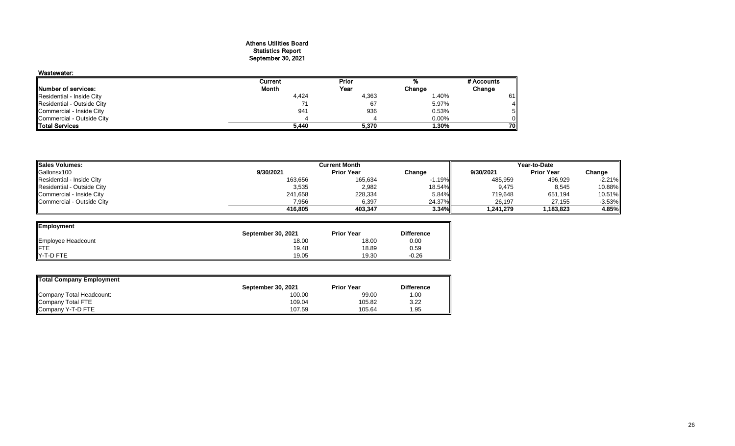# Athens Utilities Board
## Statistics Report
## September 30, 2021

**Wastewater:**

| Number of services: | Current Month | Prior Year | % Change | # Accounts Change |
|---|---|---|---|---|
| Residential - Inside City | 4,424 | 4,363 | 1.40% | 61 |
| Residential - Outside City | 71 | 67 | 5.97% | 4 |
| Commercial - Inside City | 941 | 936 | 0.53% | 5 |
| Commercial - Outside City | 4 | 4 | 0.00% | 0 |
| **Total Services** | **5,440** | **5,370** | **1.30%** | **70** |

| Sales Volumes: | Current Month | | | Year-to-Date | | |
|---|---|---|---|---|---|---|
| Gallonsx100 | 9/30/2021 | Prior Year | Change | 9/30/2021 | Prior Year | Change |
| Residential - Inside City | 163,656 | 165,634 | -1.19% | 485,959 | 496,929 | -2.21% |
| Residential - Outside City | 3,535 | 2,982 | 18.54% | 9,475 | 8,545 | 10.88% |
| Commercial - Inside City | 241,658 | 228,334 | 5.84% | 719,648 | 651,194 | 10.51% |
| Commercial - Outside City | 7,956 | 6,397 | 24.37% | 26,197 | 27,155 | -3.53% |
| | **416,805** | **403,347** | **3.34%** | **1,241,279** | **1,183,823** | **4.85%** |

| Employment | September 30, 2021 | Prior Year | Difference |
|---|---|---|---|
| Employee Headcount | 18.00 | 18.00 | 0.00 |
| FTE | 19.48 | 18.89 | 0.59 |
| Y-T-D FTE | 19.05 | 19.30 | -0.26 |

| Total Company Employment | September 30, 2021 | Prior Year | Difference |
|---|---|---|---|
| Company Total Headcount: | 100.00 | 99.00 | 1.00 |
| Company Total FTE | 109.04 | 105.82 | 3.22 |
| Company Y-T-D FTE | 107.59 | 105.64 | 1.95 |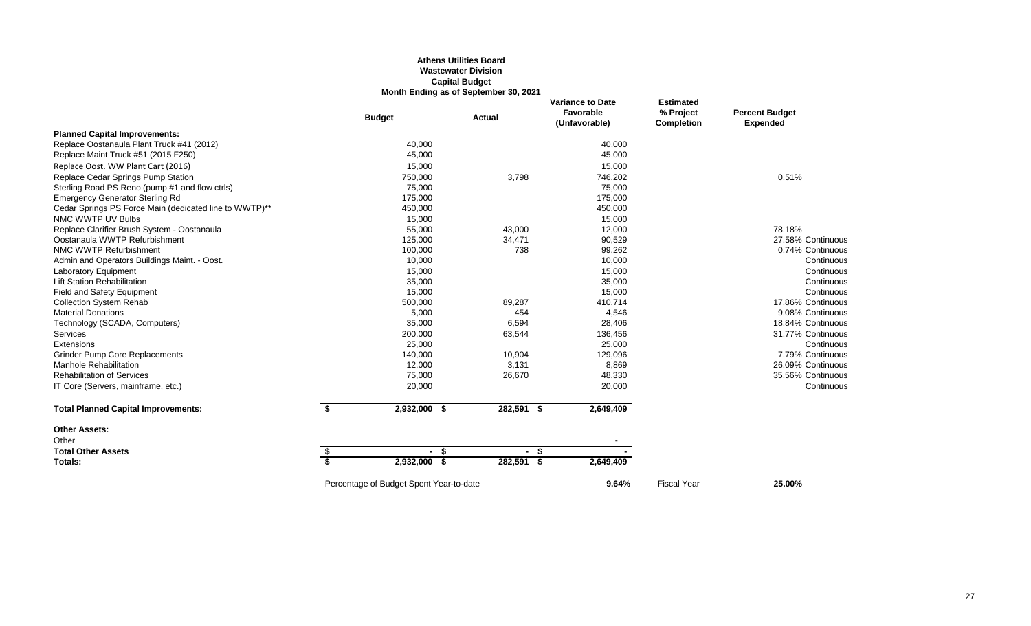# Athens Utilities Board
## Wastewater Division
### Capital Budget
### Month Ending as of September 30, 2021

| | Budget | Actual | Variance to Date Favorable (Unfavorable) | Estimated % Project Completion | Percent Budget Expended |
|---|---|---|---|---|---|
| **Planned Capital Improvements:** | | | | | |
| Replace Oostanaula Plant Truck #41 (2012) | 40,000 | | 40,000 | | |
| Replace Maint Truck #51 (2015 F250) | 45,000 | | 45,000 | | |
| Replace Oost. WW Plant Cart (2016) | 15,000 | | 15,000 | | |
| Replace Cedar Springs Pump Station | 750,000 | 3,798 | 746,202 | | 0.51% |
| Sterling Road PS Reno (pump #1 and flow ctrls) | 75,000 | | 75,000 | | |
| Emergency Generator Sterling Rd | 175,000 | | 175,000 | | |
| Cedar Springs PS Force Main (dedicated line to WWTP)** | 450,000 | | 450,000 | | |
| NMC WWTP UV Bulbs | 15,000 | | 15,000 | | |
| Replace Clarifier Brush System - Oostanaula | 55,000 | 43,000 | 12,000 | | 78.18% |
| Oostanaula WWTP Refurbishment | 125,000 | 34,471 | 90,529 | | 27.58% Continuous |
| NMC WWTP Refurbishment | 100,000 | 738 | 99,262 | | 0.74% Continuous |
| Admin and Operators Buildings Maint. - Oost. | 10,000 | | 10,000 | | Continuous |
| Laboratory Equipment | 15,000 | | 15,000 | | Continuous |
| Lift Station Rehabilitation | 35,000 | | 35,000 | | Continuous |
| Field and Safety Equipment | 15,000 | | 15,000 | | Continuous |
| Collection System Rehab | 500,000 | 89,287 | 410,714 | | 17.86% Continuous |
| Material Donations | 5,000 | 454 | 4,546 | | 9.08% Continuous |
| Technology (SCADA, Computers) | 35,000 | 6,594 | 28,406 | | 18.84% Continuous |
| Services | 200,000 | 63,544 | 136,456 | | 31.77% Continuous |
| Extensions | 25,000 | | 25,000 | | Continuous |
| Grinder Pump Core Replacements | 140,000 | 10,904 | 129,096 | | 7.79% Continuous |
| Manhole Rehabilitation | 12,000 | 3,131 | 8,869 | | 26.09% Continuous |
| Rehabilitation of Services | 75,000 | 26,670 | 48,330 | | 35.56% Continuous |
| IT Core (Servers, mainframe, etc.) | 20,000 | | 20,000 | | Continuous |
| **Total Planned Capital Improvements:** | **$ 2,932,000** | **$ 282,591** | **$ 2,649,409** | | |
| **Other Assets:** | | | | | |
| Other | | | - | | |
| **Total Other Assets** | **$ -** | **$ -** | **$ -** | | |
| **Totals:** | **$ 2,932,000** | **$ 282,591** | **$ 2,649,409** | | |
| | Percentage of Budget Spent Year-to-date | | **9.64%** | Fiscal Year | **25.00%** |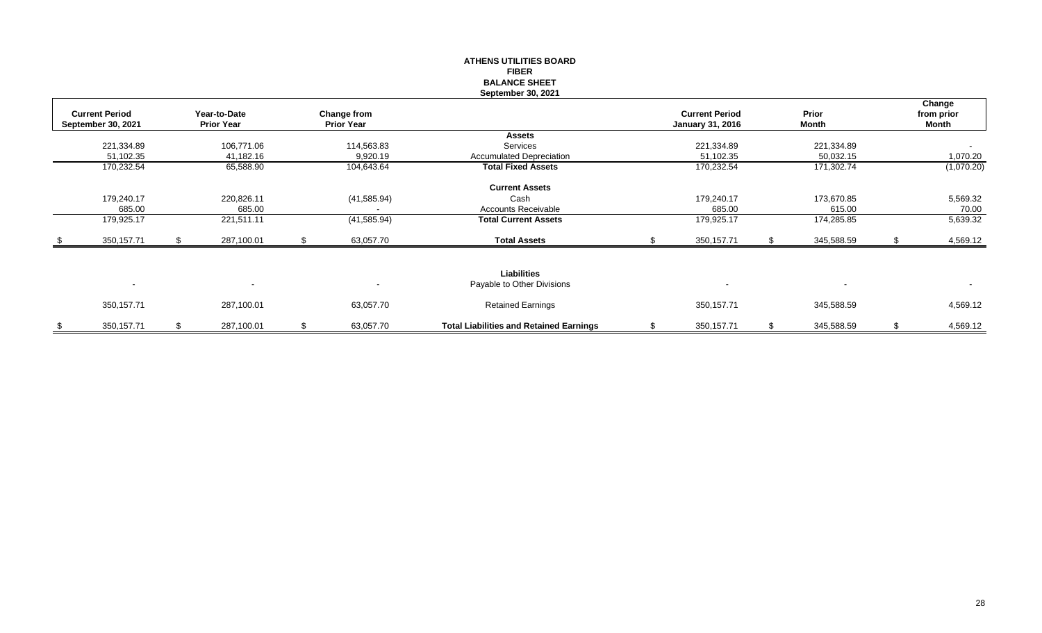# ATHENS UTILITIES BOARD
## FIBER
## BALANCE SHEET
### September 30, 2021

| Current Period September 30, 2021 | Year-to-Date Prior Year | Change from Prior Year | | Current Period January 31, 2016 | Prior Month | Change from prior Month |
|---|---|---|---|---|---|---|
| | | | **Assets** | | | |
| 221,334.89 | 106,771.06 | 114,563.83 | Services | 221,334.89 | 221,334.89 | - |
| 51,102.35 | 41,182.16 | 9,920.19 | Accumulated Depreciation | 51,102.35 | 50,032.15 | 1,070.20 |
| 170,232.54 | 65,588.90 | 104,643.64 | **Total Fixed Assets** | 170,232.54 | 171,302.74 | (1,070.20) |
| | | | **Current Assets** | | | |
| 179,240.17 | 220,826.11 | (41,585.94) | Cash | 179,240.17 | 173,670.85 | 5,569.32 |
| 685.00 | 685.00 | - | Accounts Receivable | 685.00 | 615.00 | 70.00 |
| 179,925.17 | 221,511.11 | (41,585.94) | **Total Current Assets** | 179,925.17 | 174,285.85 | 5,639.32 |
| $ 350,157.71 | $ 287,100.01 | $ 63,057.70 | **Total Assets** | $ 350,157.71 | $ 345,588.59 | $ 4,569.12 |
| | | | **Liabilities** | | | |
| - | - | - | Payable to Other Divisions | - | - | - |
| 350,157.71 | 287,100.01 | 63,057.70 | Retained Earnings | 350,157.71 | 345,588.59 | 4,569.12 |
| $ 350,157.71 | $ 287,100.01 | $ 63,057.70 | **Total Liabilities and Retained Earnings** | $ 350,157.71 | $ 345,588.59 | $ 4,569.12 |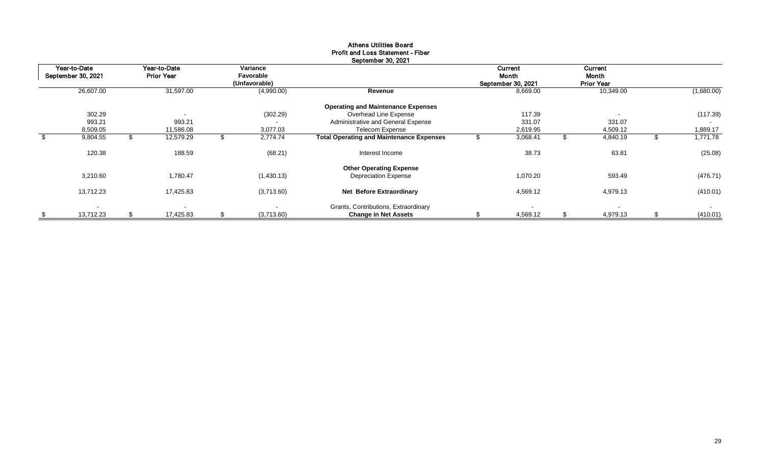**Athens Utilities Board**
**Profit and Loss Statement - Fiber**
**September 30, 2021**

| Year-to-Date September 30, 2021 | Year-to-Date Prior Year | Variance Favorable (Unfavorable) | | Current Month September 30, 2021 | Current Month Prior Year | |
|---|---|---|---|---|---|---|
| 26,607.00 | 31,597.00 | (4,990.00) | **Revenue** | 8,669.00 | 10,349.00 | (1,680.00) |
| | | | **Operating and Maintenance Expenses** | | | |
| 302.29 | - | (302.29) | Overhead Line Expense | 117.39 | - | (117.39) |
| 993.21 | 993.21 | - | Administrative and General Expense | 331.07 | 331.07 | - |
| 8,509.05 | 11,586.08 | 3,077.03 | Telecom Expense | 2,619.95 | 4,509.12 | 1,889.17 |
| $ 9,804.55 | $ 12,579.29 | $ 2,774.74 | **Total Operating and Maintenance Expenses** | $ 3,068.41 | $ 4,840.19 | $ 1,771.78 |
| 120.38 | 188.59 | (68.21) | Interest Income | 38.73 | 63.81 | (25.08) |
| | | | **Other Operating Expense** | | | |
| 3,210.60 | 1,780.47 | (1,430.13) | Depreciation Expense | 1,070.20 | 593.49 | (476.71) |
| 13,712.23 | 17,425.83 | (3,713.60) | **Net Before Extraordinary** | 4,569.12 | 4,979.13 | (410.01) |
| - | - | - | Grants, Contributions, Extraordinary | - | - | - |
| $ 13,712.23 | $ 17,425.83 | $ (3,713.60) | **Change in Net Assets** | $ 4,569.12 | $ 4,979.13 | $ (410.01) |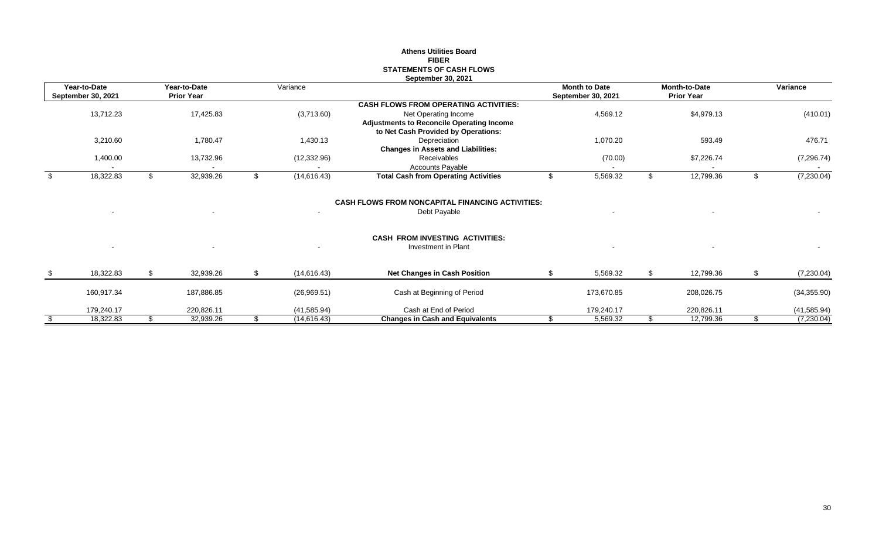**Athens Utilities Board**
**FIBER**
**STATEMENTS OF CASH FLOWS**
**September 30, 2021**

| Year-to-Date September 30, 2021 | Year-to-Date Prior Year | Variance | | Month to Date September 30, 2021 | Month-to-Date Prior Year | Variance |
|---|---|---|---|---|---|---|
| | | | **CASH FLOWS FROM OPERATING ACTIVITIES:** | | | |
| 13,712.23 | 17,425.83 | (3,713.60) | Net Operating Income | 4,569.12 | $4,979.13 | (410.01) |
| | | | **Adjustments to Reconcile Operating Income** | | | |
| | | | **to Net Cash Provided by Operations:** | | | |
| 3,210.60 | 1,780.47 | 1,430.13 | Depreciation | 1,070.20 | 593.49 | 476.71 |
| | | | **Changes in Assets and Liabilities:** | | | |
| 1,400.00 | 13,732.96 | (12,332.96) | Receivables | (70.00) | $7,226.74 | (7,296.74) |
| - | - | - | Accounts Payable | - | - | - |
| $ 18,322.83 | $ 32,939.26 | $ (14,616.43) | **Total Cash from Operating Activities** | $ 5,569.32 | $ 12,799.36 | $ (7,230.04) |
| | | | **CASH FLOWS FROM NONCAPITAL FINANCING ACTIVITIES:** | | | |
| - | - | - | Debt Payable | - | - | - |
| | | | **CASH FROM INVESTING ACTIVITIES:** | | | |
| - | - | - | Investment in Plant | - | - | - |
| $ 18,322.83 | $ 32,939.26 | $ (14,616.43) | **Net Changes in Cash Position** | $ 5,569.32 | $ 12,799.36 | $ (7,230.04) |
| 160,917.34 | 187,886.85 | (26,969.51) | Cash at Beginning of Period | 173,670.85 | 208,026.75 | (34,355.90) |
| 179,240.17 | 220,826.11 | (41,585.94) | Cash at End of Period | 179,240.17 | 220,826.11 | (41,585.94) |
| $ 18,322.83 | $ 32,939.26 | $ (14,616.43) | **Changes in Cash and Equivalents** | $ 5,569.32 | $ 12,799.36 | $ (7,230.04) |